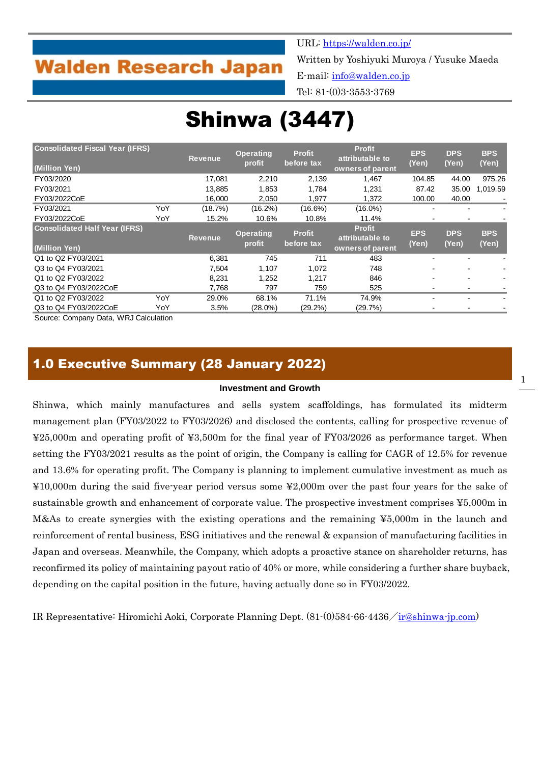**Walden Research Japan**

URL: https://walden.co.jp/
Written by Yoshiyuki Muroya / Yusuke Maeda
E-mail: info@walden.co.jp
Tel: 81-(0)3-3553-3769

# Shinwa (3447)

| Consolidated Fiscal Year (IFRS) (Million Yen) | | Revenue | Operating profit | Profit before tax | Profit attributable to owners of parent | EPS (Yen) | DPS (Yen) | BPS (Yen) |
|---|---|---|---|---|---|---|---|---|
| FY03/2020 | | 17,081 | 2,210 | 2,139 | 1,467 | 104.85 | 44.00 | 975.26 |
| FY03/2021 | | 13,885 | 1,853 | 1,784 | 1,231 | 87.42 | 35.00 | 1,019.59 |
| FY03/2022CoE | | 16,000 | 2,050 | 1,977 | 1,372 | 100.00 | 40.00 | - |
| FY03/2021 | YoY | (18.7%) | (16.2%) | (16.6%) | (16.0%) | - | - | - |
| FY03/2022CoE | YoY | 15.2% | 10.6% | 10.8% | 11.4% | - | - | - |
| **Consolidated Half Year (IFRS) (Million Yen)** | | **Revenue** | **Operating profit** | **Profit before tax** | **Profit attributable to owners of parent** | **EPS (Yen)** | **DPS (Yen)** | **BPS (Yen)** |
| Q1 to Q2 FY03/2021 | | 6,381 | 745 | 711 | 483 | - | - | - |
| Q3 to Q4 FY03/2021 | | 7,504 | 1,107 | 1,072 | 748 | - | - | - |
| Q1 to Q2 FY03/2022 | | 8,231 | 1,252 | 1,217 | 846 | - | - | - |
| Q3 to Q4 FY03/2022CoE | | 7,768 | 797 | 759 | 525 | - | - | - |
| Q1 to Q2 FY03/2022 | YoY | 29.0% | 68.1% | 71.1% | 74.9% | - | - | - |
| Q3 to Q4 FY03/2022CoE | YoY | 3.5% | (28.0%) | (29.2%) | (29.7%) | - | - | - |

Source: Company Data, WRJ Calculation

## 1.0 Executive Summary (28 January 2022)

**Investment and Growth**

Shinwa, which mainly manufactures and sells system scaffoldings, has formulated its midterm management plan (FY03/2022 to FY03/2026) and disclosed the contents, calling for prospective revenue of ¥25,000m and operating profit of ¥3,500m for the final year of FY03/2026 as performance target. When setting the FY03/2021 results as the point of origin, the Company is calling for CAGR of 12.5% for revenue and 13.6% for operating profit. The Company is planning to implement cumulative investment as much as ¥10,000m during the said five-year period versus some ¥2,000m over the past four years for the sake of sustainable growth and enhancement of corporate value. The prospective investment comprises ¥5,000m in M&As to create synergies with the existing operations and the remaining ¥5,000m in the launch and reinforcement of rental business, ESG initiatives and the renewal & expansion of manufacturing facilities in Japan and overseas. Meanwhile, the Company, which adopts a proactive stance on shareholder returns, has reconfirmed its policy of maintaining payout ratio of 40% or more, while considering a further share buyback, depending on the capital position in the future, having actually done so in FY03/2022.

IR Representative: Hiromichi Aoki, Corporate Planning Dept. (81-(0)584-66-4436／ir@shinwa-jp.com)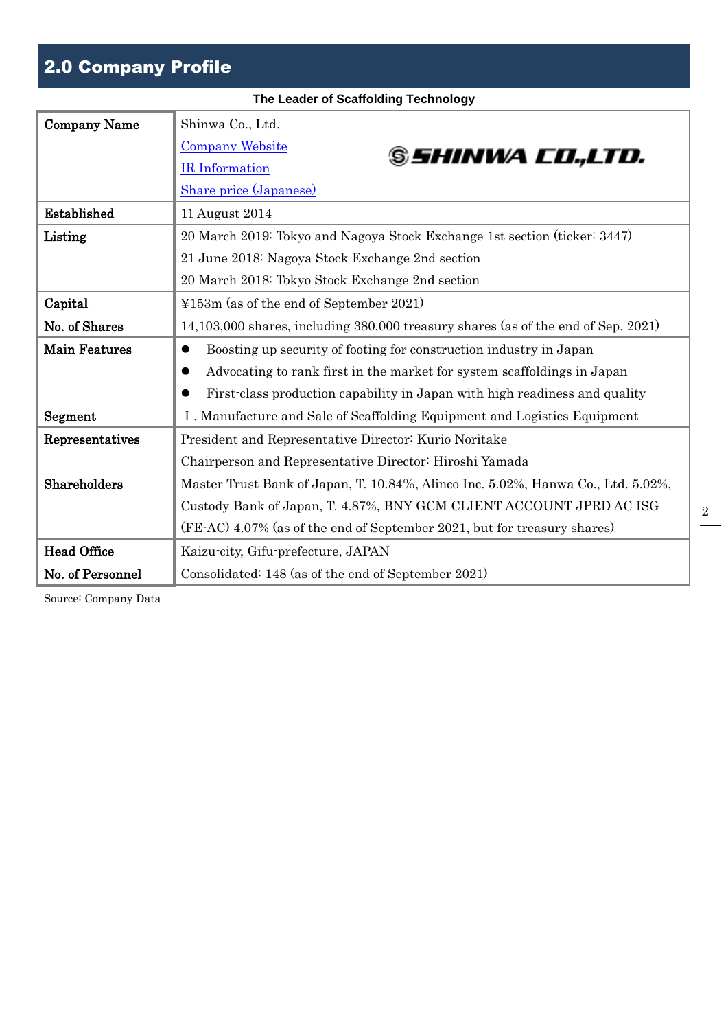## 2.0 Company Profile

**The Leader of Scaffolding Technology**

| Company Name | Shinwa Co., Ltd.<br>Company Website<br>IR Information<br>Share price (Japanese) |
|---|---|
| Established | 11 August 2014 |
| Listing | 20 March 2019: Tokyo and Nagoya Stock Exchange 1st section (ticker: 3447)<br>21 June 2018: Nagoya Stock Exchange 2nd section<br>20 March 2018: Tokyo Stock Exchange 2nd section |
| Capital | ¥153m (as of the end of September 2021) |
| No. of Shares | 14,103,000 shares, including 380,000 treasury shares (as of the end of Sep. 2021) |
| Main Features | ● Boosting up security of footing for construction industry in Japan<br>● Advocating to rank first in the market for system scaffoldings in Japan<br>● First-class production capability in Japan with high readiness and quality |
| Segment | I . Manufacture and Sale of Scaffolding Equipment and Logistics Equipment |
| Representatives | President and Representative Director: Kurio Noritake<br>Chairperson and Representative Director: Hiroshi Yamada |
| Shareholders | Master Trust Bank of Japan, T. 10.84%, Alinco Inc. 5.02%, Hanwa Co., Ltd. 5.02%, Custody Bank of Japan, T. 4.87%, BNY GCM CLIENT ACCOUNT JPRD AC ISG (FE-AC) 4.07% (as of the end of September 2021, but for treasury shares) |
| Head Office | Kaizu-city, Gifu-prefecture, JAPAN |
| No. of Personnel | Consolidated: 148 (as of the end of September 2021) |

Source: Company Data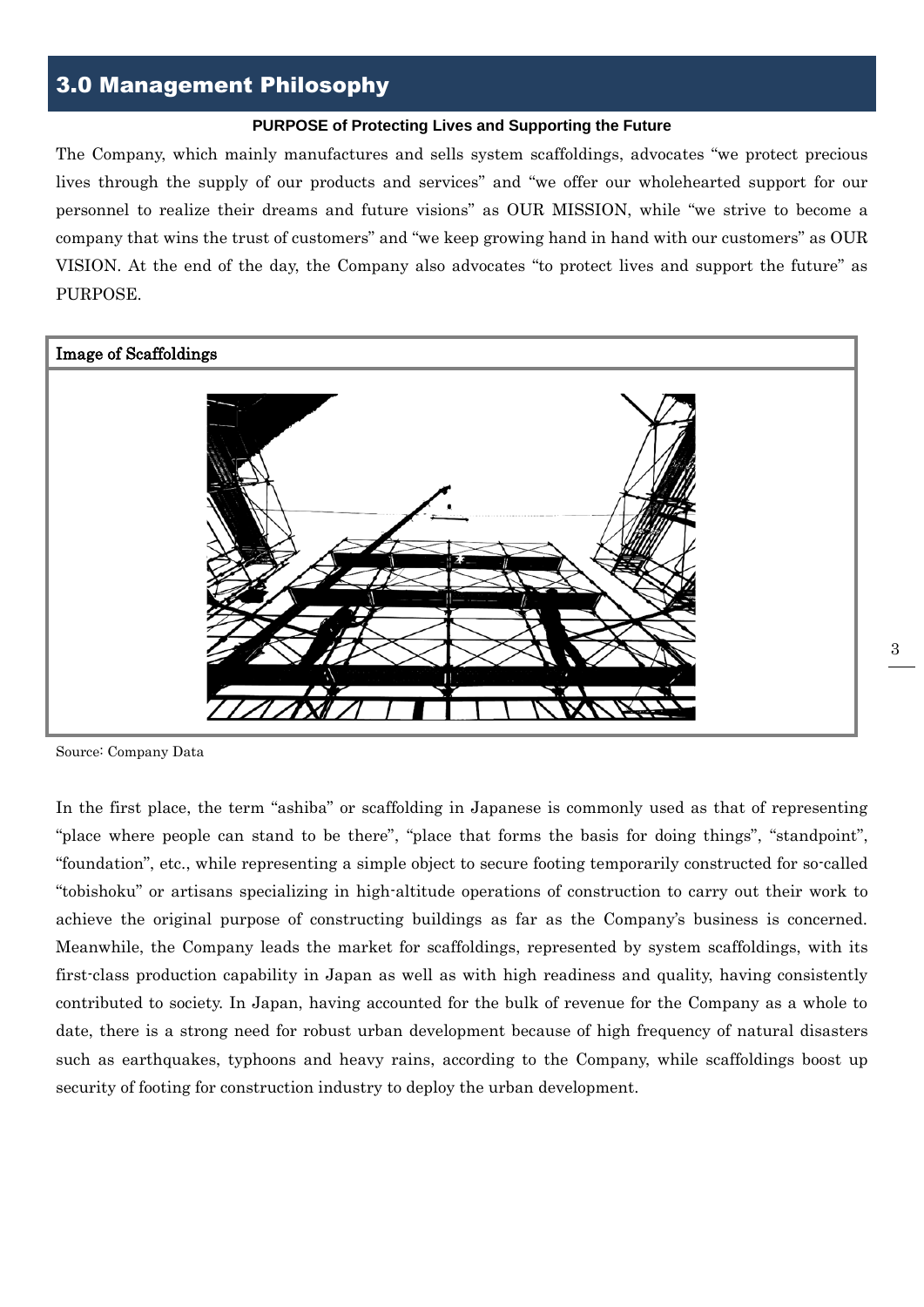## 3.0 Management Philosophy

**PURPOSE of Protecting Lives and Supporting the Future**

The Company, which mainly manufactures and sells system scaffoldings, advocates "we protect precious lives through the supply of our products and services" and "we offer our wholehearted support for our personnel to realize their dreams and future visions" as OUR MISSION, while "we strive to become a company that wins the trust of customers" and "we keep growing hand in hand with our customers" as OUR VISION. At the end of the day, the Company also advocates "to protect lives and support the future" as PURPOSE.

Image of Scaffoldings

Source: Company Data

In the first place, the term "ashiba" or scaffolding in Japanese is commonly used as that of representing "place where people can stand to be there", "place that forms the basis for doing things", "standpoint", "foundation", etc., while representing a simple object to secure footing temporarily constructed for so-called "tobishoku" or artisans specializing in high-altitude operations of construction to carry out their work to achieve the original purpose of constructing buildings as far as the Company's business is concerned. Meanwhile, the Company leads the market for scaffoldings, represented by system scaffoldings, with its first-class production capability in Japan as well as with high readiness and quality, having consistently contributed to society. In Japan, having accounted for the bulk of revenue for the Company as a whole to date, there is a strong need for robust urban development because of high frequency of natural disasters such as earthquakes, typhoons and heavy rains, according to the Company, while scaffoldings boost up security of footing for construction industry to deploy the urban development.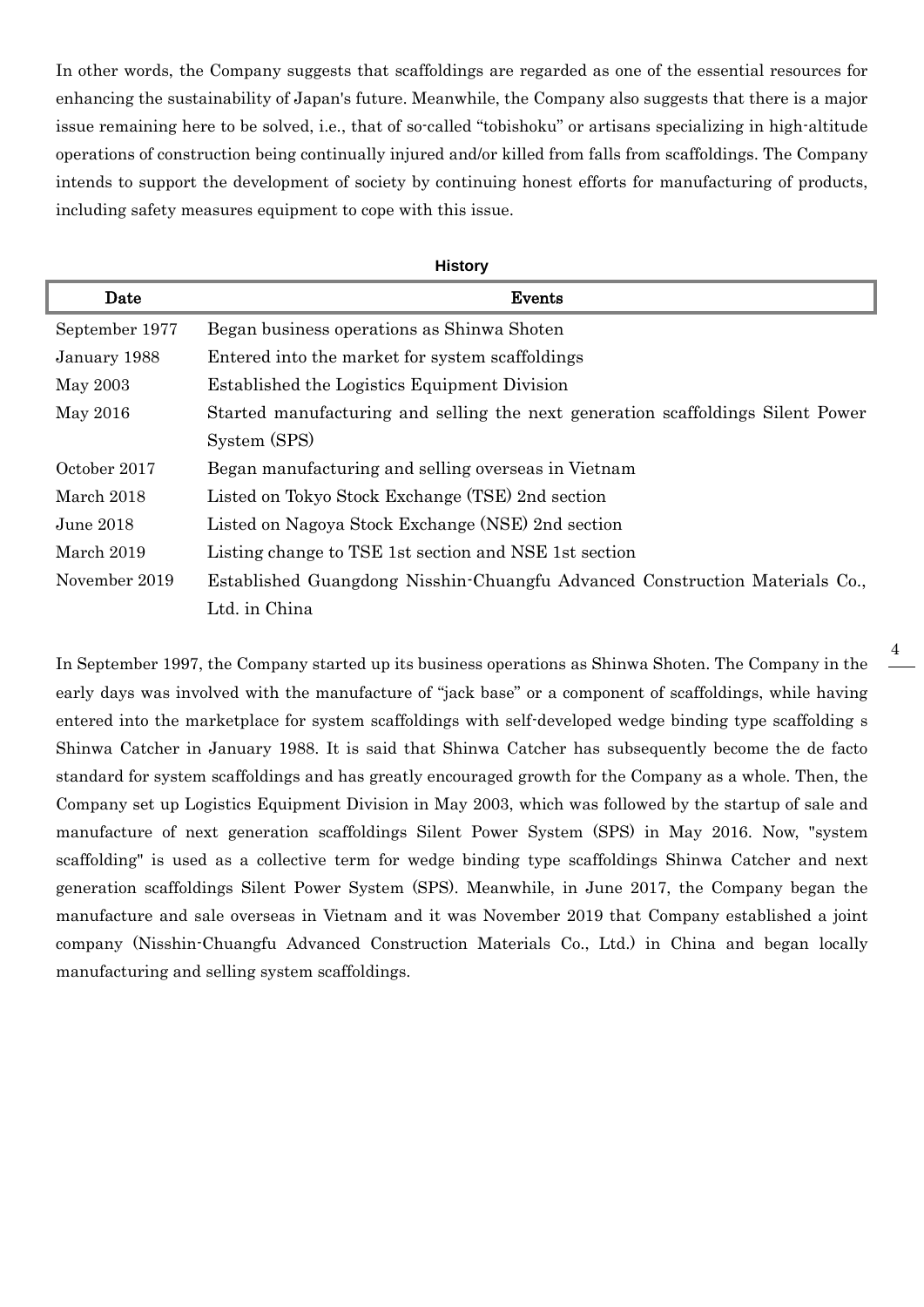In other words, the Company suggests that scaffoldings are regarded as one of the essential resources for enhancing the sustainability of Japan's future. Meanwhile, the Company also suggests that there is a major issue remaining here to be solved, i.e., that of so-called "tobishoku" or artisans specializing in high-altitude operations of construction being continually injured and/or killed from falls from scaffoldings. The Company intends to support the development of society by continuing honest efforts for manufacturing of products, including safety measures equipment to cope with this issue.

**History**

| Date | Events |
|---|---|
| September 1977 | Began business operations as Shinwa Shoten |
| January 1988 | Entered into the market for system scaffoldings |
| May 2003 | Established the Logistics Equipment Division |
| May 2016 | Started manufacturing and selling the next generation scaffoldings Silent Power System (SPS) |
| October 2017 | Began manufacturing and selling overseas in Vietnam |
| March 2018 | Listed on Tokyo Stock Exchange (TSE) 2nd section |
| June 2018 | Listed on Nagoya Stock Exchange (NSE) 2nd section |
| March 2019 | Listing change to TSE 1st section and NSE 1st section |
| November 2019 | Established Guangdong Nisshin-Chuangfu Advanced Construction Materials Co., Ltd. in China |

In September 1997, the Company started up its business operations as Shinwa Shoten. The Company in the early days was involved with the manufacture of "jack base" or a component of scaffoldings, while having entered into the marketplace for system scaffoldings with self-developed wedge binding type scaffolding s Shinwa Catcher in January 1988. It is said that Shinwa Catcher has subsequently become the de facto standard for system scaffoldings and has greatly encouraged growth for the Company as a whole. Then, the Company set up Logistics Equipment Division in May 2003, which was followed by the startup of sale and manufacture of next generation scaffoldings Silent Power System (SPS) in May 2016. Now, "system scaffolding" is used as a collective term for wedge binding type scaffoldings Shinwa Catcher and next generation scaffoldings Silent Power System (SPS). Meanwhile, in June 2017, the Company began the manufacture and sale overseas in Vietnam and it was November 2019 that Company established a joint company (Nisshin-Chuangfu Advanced Construction Materials Co., Ltd.) in China and began locally manufacturing and selling system scaffoldings.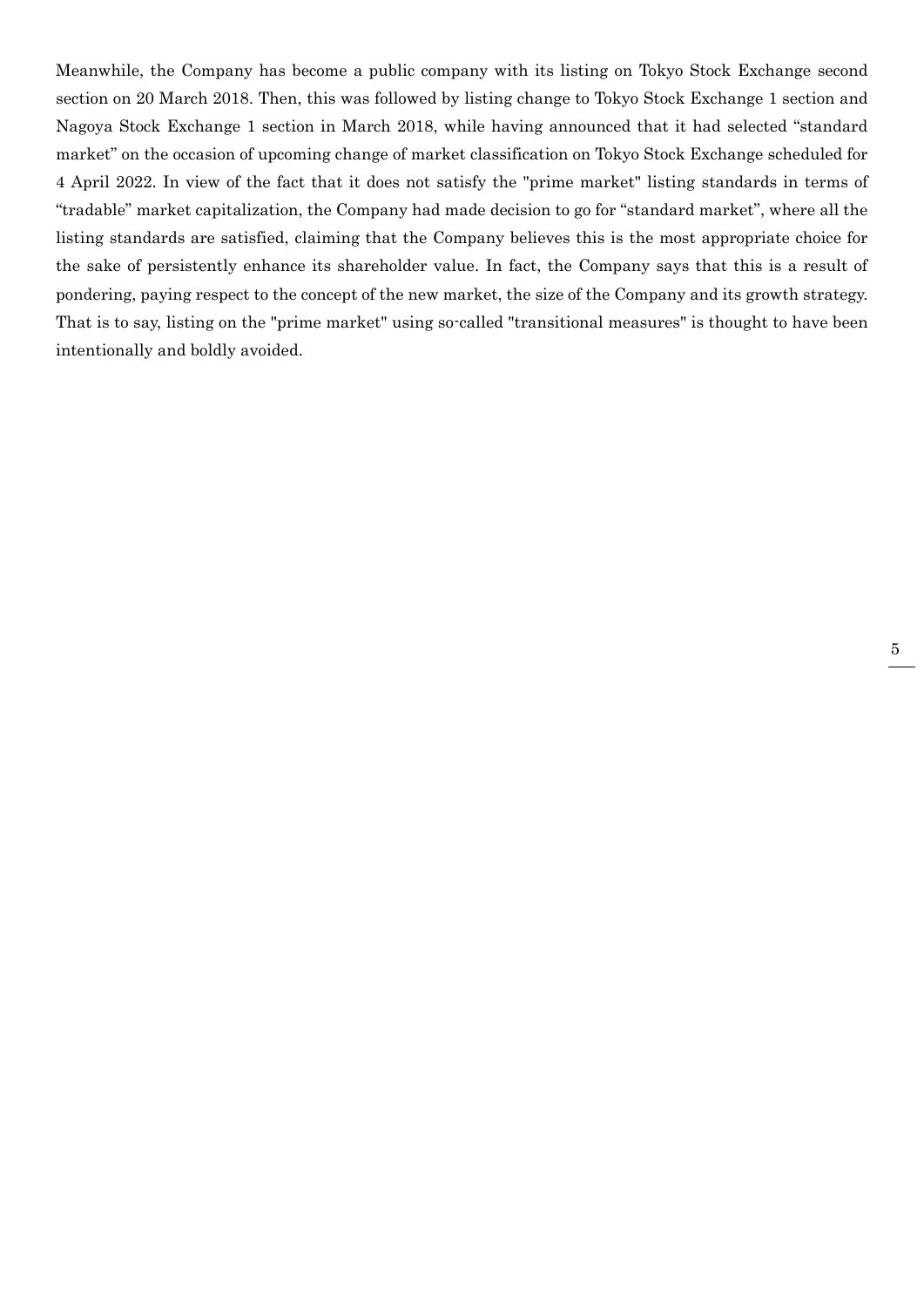Meanwhile, the Company has become a public company with its listing on Tokyo Stock Exchange second section on 20 March 2018. Then, this was followed by listing change to Tokyo Stock Exchange 1 section and Nagoya Stock Exchange 1 section in March 2018, while having announced that it had selected "standard market" on the occasion of upcoming change of market classification on Tokyo Stock Exchange scheduled for 4 April 2022. In view of the fact that it does not satisfy the "prime market" listing standards in terms of "tradable" market capitalization, the Company had made decision to go for "standard market", where all the listing standards are satisfied, claiming that the Company believes this is the most appropriate choice for the sake of persistently enhance its shareholder value. In fact, the Company says that this is a result of pondering, paying respect to the concept of the new market, the size of the Company and its growth strategy. That is to say, listing on the "prime market" using so-called "transitional measures" is thought to have been intentionally and boldly avoided.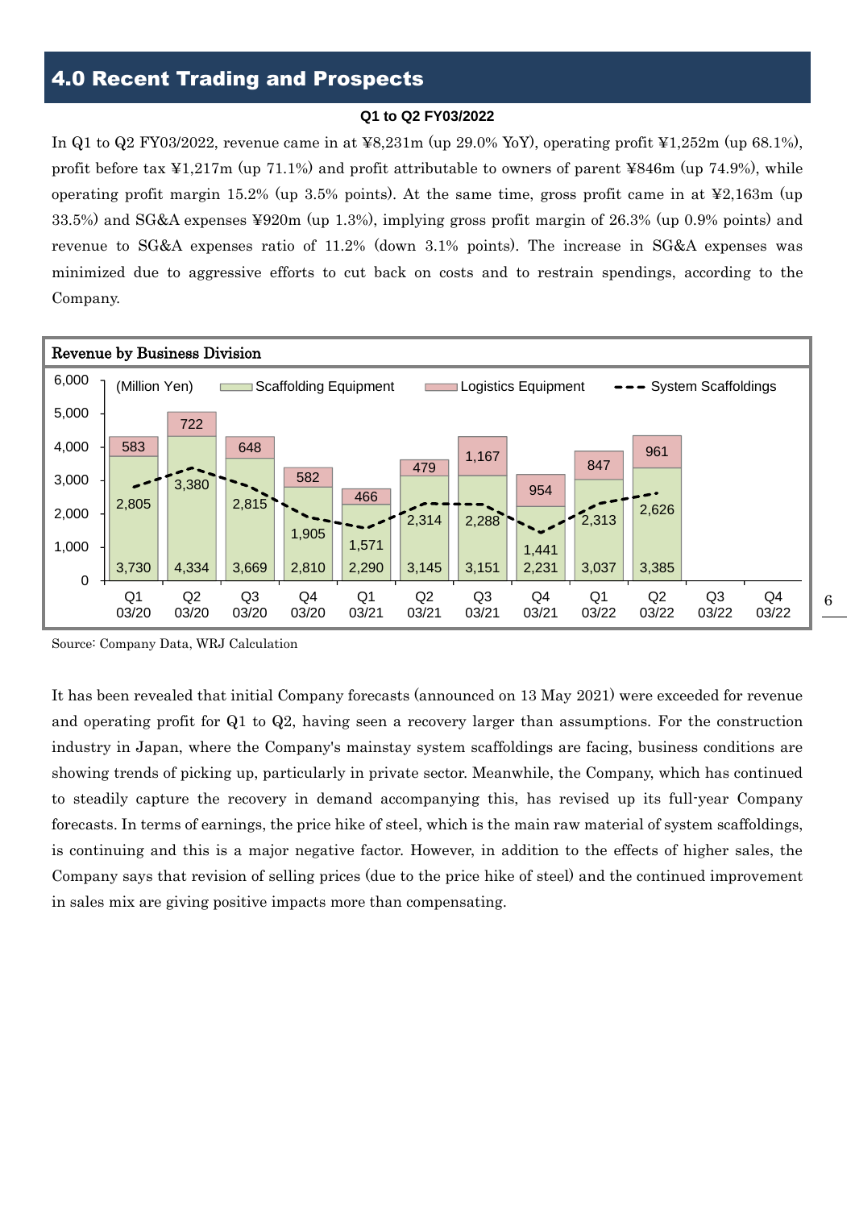## 4.0 Recent Trading and Prospects

**Q1 to Q2 FY03/2022**

In Q1 to Q2 FY03/2022, revenue came in at ¥8,231m (up 29.0% YoY), operating profit ¥1,252m (up 68.1%), profit before tax ¥1,217m (up 71.1%) and profit attributable to owners of parent ¥846m (up 74.9%), while operating profit margin 15.2% (up 3.5% points). At the same time, gross profit came in at ¥2,163m (up 33.5%) and SG&A expenses ¥920m (up 1.3%), implying gross profit margin of 26.3% (up 0.9% points) and revenue to SG&A expenses ratio of 11.2% (down 3.1% points). The increase in SG&A expenses was minimized due to aggressive efforts to cut back on costs and to restrain spendings, according to the Company.

**Revenue by Business Division**

(Million Yen)

| | Q1 03/20 | Q2 03/20 | Q3 03/20 | Q4 03/20 | Q1 03/21 | Q2 03/21 | Q3 03/21 | Q4 03/21 | Q1 03/22 | Q2 03/22 | Q3 03/22 | Q4 03/22 |
|---|---|---|---|---|---|---|---|---|---|---|---|---|
| Scaffolding Equipment | 3,730 | 4,334 | 3,669 | 2,810 | 2,290 | 3,145 | 3,151 | 2,231 | 3,037 | 3,385 | | |
| Logistics Equipment | 583 | 722 | 648 | 582 | 466 | 479 | 1,167 | 954 | 847 | 961 | | |
| System Scaffoldings | 2,805 | 3,380 | 2,815 | 1,905 | 1,571 | 2,314 | 2,288 | 1,441 | 2,313 | 2,626 | | |

Source: Company Data, WRJ Calculation

It has been revealed that initial Company forecasts (announced on 13 May 2021) were exceeded for revenue and operating profit for Q1 to Q2, having seen a recovery larger than assumptions. For the construction industry in Japan, where the Company's mainstay system scaffoldings are facing, business conditions are showing trends of picking up, particularly in private sector. Meanwhile, the Company, which has continued to steadily capture the recovery in demand accompanying this, has revised up its full-year Company forecasts. In terms of earnings, the price hike of steel, which is the main raw material of system scaffoldings, is continuing and this is a major negative factor. However, in addition to the effects of higher sales, the Company says that revision of selling prices (due to the price hike of steel) and the continued improvement in sales mix are giving positive impacts more than compensating.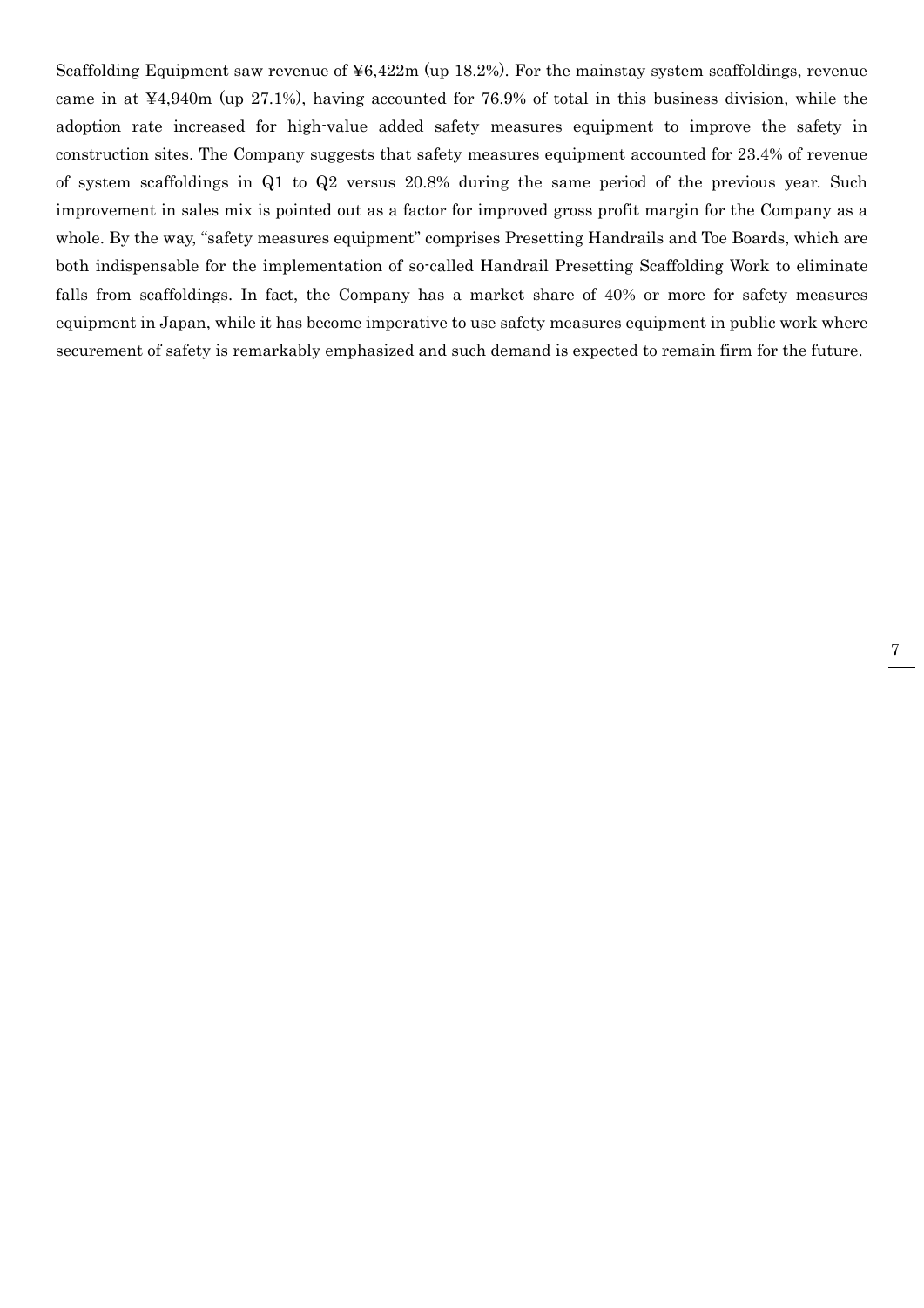Scaffolding Equipment saw revenue of ¥6,422m (up 18.2%). For the mainstay system scaffoldings, revenue came in at ¥4,940m (up 27.1%), having accounted for 76.9% of total in this business division, while the adoption rate increased for high-value added safety measures equipment to improve the safety in construction sites. The Company suggests that safety measures equipment accounted for 23.4% of revenue of system scaffoldings in Q1 to Q2 versus 20.8% during the same period of the previous year. Such improvement in sales mix is pointed out as a factor for improved gross profit margin for the Company as a whole. By the way, "safety measures equipment" comprises Presetting Handrails and Toe Boards, which are both indispensable for the implementation of so-called Handrail Presetting Scaffolding Work to eliminate falls from scaffoldings. In fact, the Company has a market share of 40% or more for safety measures equipment in Japan, while it has become imperative to use safety measures equipment in public work where securement of safety is remarkably emphasized and such demand is expected to remain firm for the future.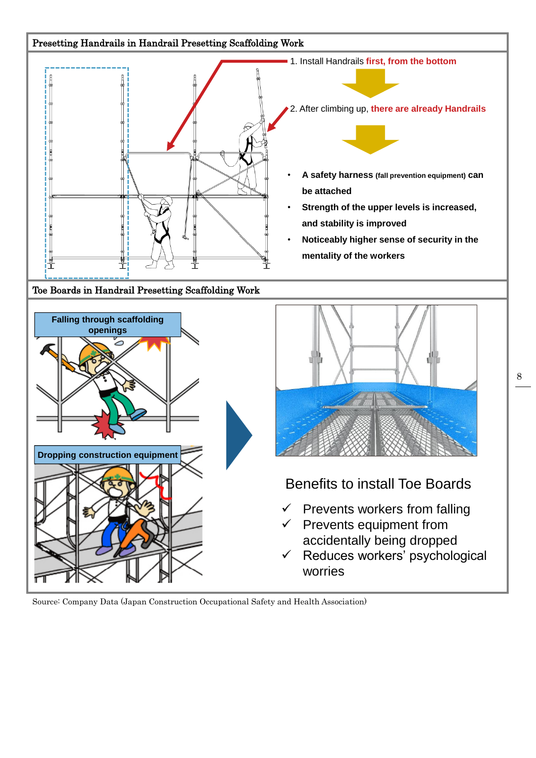## Presetting Handrails in Handrail Presetting Scaffolding Work

1. Install Handrails **first, from the bottom**

2. After climbing up, **there are already Handrails**

- **A safety harness** (fall prevention equipment) **can be attached**
- **Strength of the upper levels is increased, and stability is improved**
- **Noticeably higher sense of security in the mentality of the workers**

## Toe Boards in Handrail Presetting Scaffolding Work

**Falling through scaffolding openings**

**Dropping construction equipment**

### Benefits to install Toe Boards

- ✓ Prevents workers from falling
- ✓ Prevents equipment from accidentally being dropped
- ✓ Reduces workers' psychological worries

Source: Company Data (Japan Construction Occupational Safety and Health Association)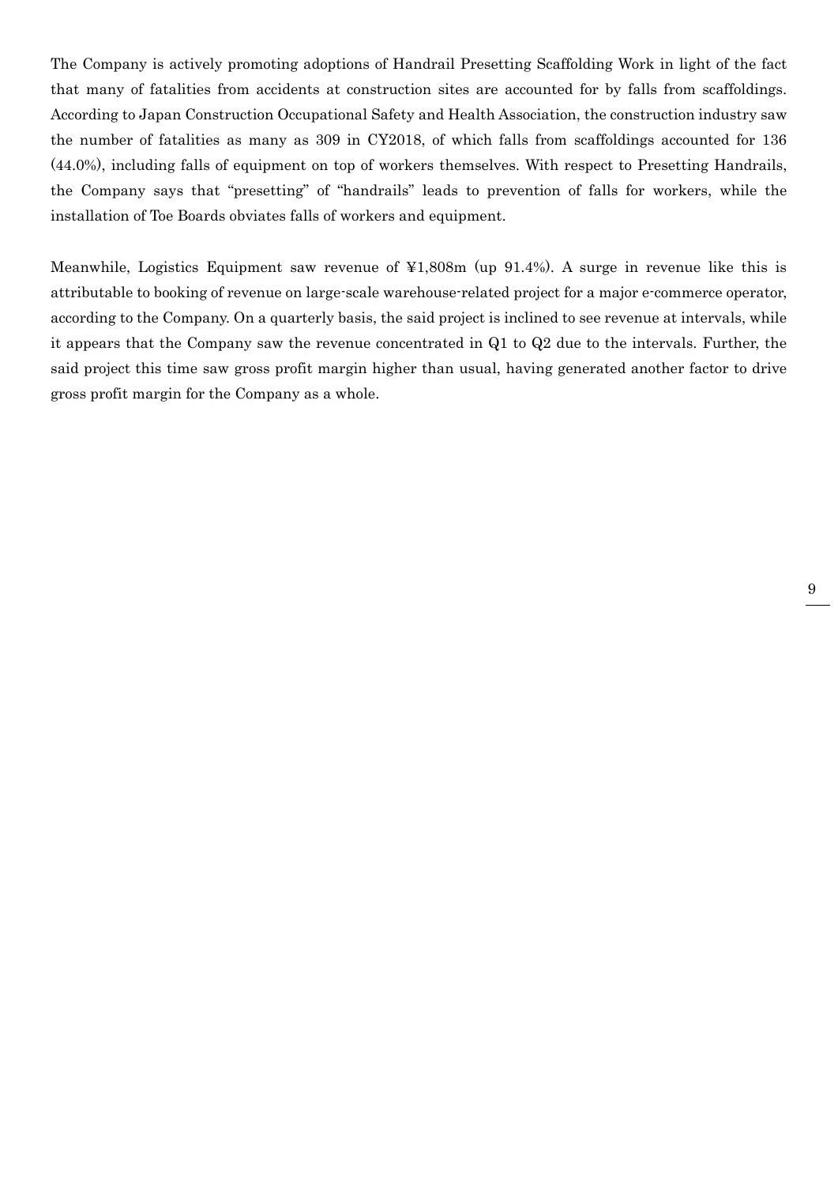The Company is actively promoting adoptions of Handrail Presetting Scaffolding Work in light of the fact that many of fatalities from accidents at construction sites are accounted for by falls from scaffoldings. According to Japan Construction Occupational Safety and Health Association, the construction industry saw the number of fatalities as many as 309 in CY2018, of which falls from scaffoldings accounted for 136 (44.0%), including falls of equipment on top of workers themselves. With respect to Presetting Handrails, the Company says that "presetting" of "handrails" leads to prevention of falls for workers, while the installation of Toe Boards obviates falls of workers and equipment.

Meanwhile, Logistics Equipment saw revenue of ¥1,808m (up 91.4%). A surge in revenue like this is attributable to booking of revenue on large-scale warehouse-related project for a major e-commerce operator, according to the Company. On a quarterly basis, the said project is inclined to see revenue at intervals, while it appears that the Company saw the revenue concentrated in Q1 to Q2 due to the intervals. Further, the said project this time saw gross profit margin higher than usual, having generated another factor to drive gross profit margin for the Company as a whole.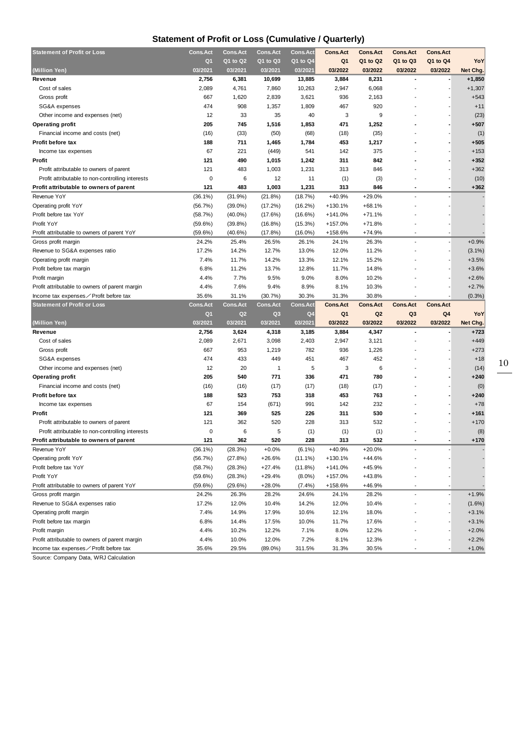## Statement of Profit or Loss (Cumulative / Quarterly)

| Statement of Profit or Loss | Cons.Act | Cons.Act | Cons.Act | Cons.Act | Cons.Act | Cons.Act | Cons.Act | Cons.Act | |
|---|---|---|---|---|---|---|---|---|---|
| | Q1 | Q1 to Q2 | Q1 to Q3 | Q1 to Q4 | Q1 | Q1 to Q2 | Q1 to Q3 | Q1 to Q4 | YoY |
| (Million Yen) | 03/2021 | 03/2021 | 03/2021 | 03/2021 | 03/2022 | 03/2022 | 03/2022 | 03/2022 | Net Chg. |
| **Revenue** | **2,756** | **6,381** | **10,699** | **13,885** | **3,884** | **8,231** | **-** | **-** | **+1,850** |
| Cost of sales | 2,089 | 4,761 | 7,860 | 10,263 | 2,947 | 6,068 | - | - | +1,307 |
| Gross profit | 667 | 1,620 | 2,839 | 3,621 | 936 | 2,163 | - | - | +543 |
| SG&A expenses | 474 | 908 | 1,357 | 1,809 | 467 | 920 | - | - | +11 |
| Other income and expenses (net) | 12 | 33 | 35 | 40 | 3 | 9 | - | - | (23) |
| **Operating profit** | **205** | **745** | **1,516** | **1,853** | **471** | **1,252** | **-** | **-** | **+507** |
| Financial income and costs (net) | (16) | (33) | (50) | (68) | (18) | (35) | - | - | (1) |
| **Profit before tax** | **188** | **711** | **1,465** | **1,784** | **453** | **1,217** | **-** | **-** | **+505** |
| Income tax expenses | 67 | 221 | (449) | 541 | 142 | 375 | - | - | +153 |
| **Profit** | **121** | **490** | **1,015** | **1,242** | **311** | **842** | **-** | **-** | **+352** |
| Profit attributable to owners of parent | 121 | 483 | 1,003 | 1,231 | 313 | 846 | - | - | +362 |
| Profit attributable to non-controlling interests | 0 | 6 | 12 | 11 | (1) | (3) | - | - | (10) |
| **Profit attributable to owners of parent** | **121** | **483** | **1,003** | **1,231** | **313** | **846** | **-** | **-** | **+362** |
| Revenue YoY | (36.1%) | (31.9%) | (21.8%) | (18.7%) | +40.9% | +29.0% | - | - | - |
| Operating profit YoY | (56.7%) | (39.0%) | (17.2%) | (16.2%) | +130.1% | +68.1% | - | - | - |
| Profit before tax YoY | (58.7%) | (40.0%) | (17.6%) | (16.6%) | +141.0% | +71.1% | - | - | - |
| Profit YoY | (59.6%) | (39.8%) | (16.8%) | (15.3%) | +157.0% | +71.8% | - | - | - |
| Profit attributable to owners of parent YoY | (59.6%) | (40.6%) | (17.8%) | (16.0%) | +158.6% | +74.9% | - | - | - |
| Gross profit margin | 24.2% | 25.4% | 26.5% | 26.1% | 24.1% | 26.3% | - | - | +0.9% |
| Revenue to SG&A expenses ratio | 17.2% | 14.2% | 12.7% | 13.0% | 12.0% | 11.2% | - | - | (3.1%) |
| Operating profit margin | 7.4% | 11.7% | 14.2% | 13.3% | 12.1% | 15.2% | - | - | +3.5% |
| Profit before tax margin | 6.8% | 11.2% | 13.7% | 12.8% | 11.7% | 14.8% | - | - | +3.6% |
| Profit margin | 4.4% | 7.7% | 9.5% | 9.0% | 8.0% | 10.2% | - | - | +2.6% |
| Profit attributable to owners of parent margin | 4.4% | 7.6% | 9.4% | 8.9% | 8.1% | 10.3% | - | - | +2.7% |
| Income tax expenses／Profit before tax | 35.6% | 31.1% | (30.7%) | 30.3% | 31.3% | 30.8% | - | - | (0.3%) |
| **Statement of Profit or Loss** | **Cons.Act** | **Cons.Act** | **Cons.Act** | **Cons.Act** | **Cons.Act** | **Cons.Act** | **Cons.Act** | **Cons.Act** | |
| | **Q1** | **Q2** | **Q3** | **Q4** | **Q1** | **Q2** | **Q3** | **Q4** | **YoY** |
| **(Million Yen)** | **03/2021** | **03/2021** | **03/2021** | **03/2021** | **03/2022** | **03/2022** | **03/2022** | **03/2022** | **Net Chg.** |
| **Revenue** | **2,756** | **3,624** | **4,318** | **3,185** | **3,884** | **4,347** | **-** | **-** | **+723** |
| Cost of sales | 2,089 | 2,671 | 3,098 | 2,403 | 2,947 | 3,121 | - | - | +449 |
| Gross profit | 667 | 953 | 1,219 | 782 | 936 | 1,226 | - | - | +273 |
| SG&A expenses | 474 | 433 | 449 | 451 | 467 | 452 | - | - | +18 |
| Other income and expenses (net) | 12 | 20 | 1 | 5 | 3 | 6 | - | - | (14) |
| **Operating profit** | **205** | **540** | **771** | **336** | **471** | **780** | **-** | **-** | **+240** |
| Financial income and costs (net) | (16) | (16) | (17) | (17) | (18) | (17) | - | - | (0) |
| **Profit before tax** | **188** | **523** | **753** | **318** | **453** | **763** | **-** | **-** | **+240** |
| Income tax expenses | 67 | 154 | (671) | 991 | 142 | 232 | - | - | +78 |
| **Profit** | **121** | **369** | **525** | **226** | **311** | **530** | **-** | **-** | **+161** |
| Profit attributable to owners of parent | 121 | 362 | 520 | 228 | 313 | 532 | - | - | +170 |
| Profit attributable to non-controlling interests | 0 | 6 | 5 | (1) | (1) | (1) | - | - | (8) |
| **Profit attributable to owners of parent** | **121** | **362** | **520** | **228** | **313** | **532** | **-** | **-** | **+170** |
| Revenue YoY | (36.1%) | (28.3%) | +0.0% | (6.1%) | +40.9% | +20.0% | - | - | - |
| Operating profit YoY | (56.7%) | (27.8%) | +26.6% | (11.1%) | +130.1% | +44.6% | - | - | - |
| Profit before tax YoY | (58.7%) | (28.3%) | +27.4% | (11.8%) | +141.0% | +45.9% | - | - | - |
| Profit YoY | (59.6%) | (28.3%) | +29.4% | (8.0%) | +157.0% | +43.8% | - | - | - |
| Profit attributable to owners of parent YoY | (59.6%) | (29.6%) | +28.0% | (7.4%) | +158.6% | +46.9% | - | - | - |
| Gross profit margin | 24.2% | 26.3% | 28.2% | 24.6% | 24.1% | 28.2% | - | - | +1.9% |
| Revenue to SG&A expenses ratio | 17.2% | 12.0% | 10.4% | 14.2% | 12.0% | 10.4% | - | - | (1.6%) |
| Operating profit margin | 7.4% | 14.9% | 17.9% | 10.6% | 12.1% | 18.0% | - | - | +3.1% |
| Profit before tax margin | 6.8% | 14.4% | 17.5% | 10.0% | 11.7% | 17.6% | - | - | +3.1% |
| Profit margin | 4.4% | 10.2% | 12.2% | 7.1% | 8.0% | 12.2% | - | - | +2.0% |
| Profit attributable to owners of parent margin | 4.4% | 10.0% | 12.0% | 7.2% | 8.1% | 12.3% | - | - | +2.2% |
| Income tax expenses／Profit before tax | 35.6% | 29.5% | (89.0%) | 311.5% | 31.3% | 30.5% | - | - | +1.0% |

Source: Company Data, WRJ Calculation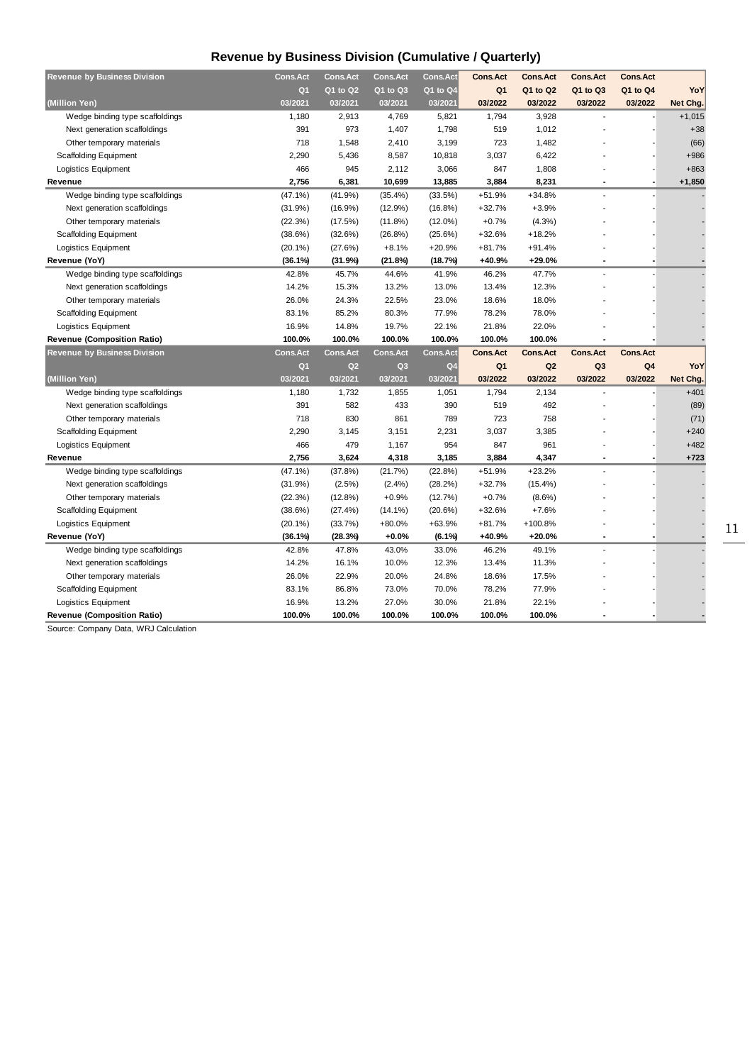## Revenue by Business Division (Cumulative / Quarterly)

| Revenue by Business Division | Cons.Act | Cons.Act | Cons.Act | Cons.Act | Cons.Act | Cons.Act | Cons.Act | Cons.Act | |
|---|---|---|---|---|---|---|---|---|---|
| | Q1 | Q1 to Q2 | Q1 to Q3 | Q1 to Q4 | Q1 | Q1 to Q2 | Q1 to Q3 | Q1 to Q4 | YoY |
| (Million Yen) | 03/2021 | 03/2021 | 03/2021 | 03/2021 | 03/2022 | 03/2022 | 03/2022 | 03/2022 | Net Chg. |
| Wedge binding type scaffoldings | 1,180 | 2,913 | 4,769 | 5,821 | 1,794 | 3,928 | - | - | +1,015 |
| Next generation scaffoldings | 391 | 973 | 1,407 | 1,798 | 519 | 1,012 | - | - | +38 |
| Other temporary materials | 718 | 1,548 | 2,410 | 3,199 | 723 | 1,482 | - | - | (66) |
| Scaffolding Equipment | 2,290 | 5,436 | 8,587 | 10,818 | 3,037 | 6,422 | - | - | +986 |
| Logistics Equipment | 466 | 945 | 2,112 | 3,066 | 847 | 1,808 | - | - | +863 |
| **Revenue** | **2,756** | **6,381** | **10,699** | **13,885** | **3,884** | **8,231** | **-** | **-** | **+1,850** |
| Wedge binding type scaffoldings | (47.1%) | (41.9%) | (35.4%) | (33.5%) | +51.9% | +34.8% | - | - | - |
| Next generation scaffoldings | (31.9%) | (16.9%) | (12.9%) | (16.8%) | +32.7% | +3.9% | - | - | - |
| Other temporary materials | (22.3%) | (17.5%) | (11.8%) | (12.0%) | +0.7% | (4.3%) | - | - | - |
| Scaffolding Equipment | (38.6%) | (32.6%) | (26.8%) | (25.6%) | +32.6% | +18.2% | - | - | - |
| Logistics Equipment | (20.1%) | (27.6%) | +8.1% | +20.9% | +81.7% | +91.4% | - | - | - |
| **Revenue (YoY)** | **(36.1%)** | **(31.9%)** | **(21.8%)** | **(18.7%)** | **+40.9%** | **+29.0%** | **-** | **-** | **-** |
| Wedge binding type scaffoldings | 42.8% | 45.7% | 44.6% | 41.9% | 46.2% | 47.7% | - | - | - |
| Next generation scaffoldings | 14.2% | 15.3% | 13.2% | 13.0% | 13.4% | 12.3% | - | - | - |
| Other temporary materials | 26.0% | 24.3% | 22.5% | 23.0% | 18.6% | 18.0% | - | - | - |
| Scaffolding Equipment | 83.1% | 85.2% | 80.3% | 77.9% | 78.2% | 78.0% | - | - | - |
| Logistics Equipment | 16.9% | 14.8% | 19.7% | 22.1% | 21.8% | 22.0% | - | - | - |
| **Revenue (Composition Ratio)** | **100.0%** | **100.0%** | **100.0%** | **100.0%** | **100.0%** | **100.0%** | **-** | **-** | **-** |

| Revenue by Business Division | Cons.Act | Cons.Act | Cons.Act | Cons.Act | Cons.Act | Cons.Act | Cons.Act | Cons.Act | |
|---|---|---|---|---|---|---|---|---|---|
| | Q1 | Q2 | Q3 | Q4 | Q1 | Q2 | Q3 | Q4 | YoY |
| (Million Yen) | 03/2021 | 03/2021 | 03/2021 | 03/2021 | 03/2022 | 03/2022 | 03/2022 | 03/2022 | Net Chg. |
| Wedge binding type scaffoldings | 1,180 | 1,732 | 1,855 | 1,051 | 1,794 | 2,134 | - | - | +401 |
| Next generation scaffoldings | 391 | 582 | 433 | 390 | 519 | 492 | - | - | (89) |
| Other temporary materials | 718 | 830 | 861 | 789 | 723 | 758 | - | - | (71) |
| Scaffolding Equipment | 2,290 | 3,145 | 3,151 | 2,231 | 3,037 | 3,385 | - | - | +240 |
| Logistics Equipment | 466 | 479 | 1,167 | 954 | 847 | 961 | - | - | +482 |
| **Revenue** | **2,756** | **3,624** | **4,318** | **3,185** | **3,884** | **4,347** | **-** | **-** | **+723** |
| Wedge binding type scaffoldings | (47.1%) | (37.8%) | (21.7%) | (22.8%) | +51.9% | +23.2% | - | - | - |
| Next generation scaffoldings | (31.9%) | (2.5%) | (2.4%) | (28.2%) | +32.7% | (15.4%) | - | - | - |
| Other temporary materials | (22.3%) | (12.8%) | +0.9% | (12.7%) | +0.7% | (8.6%) | - | - | - |
| Scaffolding Equipment | (38.6%) | (27.4%) | (14.1%) | (20.6%) | +32.6% | +7.6% | - | - | - |
| Logistics Equipment | (20.1%) | (33.7%) | +80.0% | +63.9% | +81.7% | +100.8% | - | - | - |
| **Revenue (YoY)** | **(36.1%)** | **(28.3%)** | **+0.0%** | **(6.1%)** | **+40.9%** | **+20.0%** | **-** | **-** | **-** |
| Wedge binding type scaffoldings | 42.8% | 47.8% | 43.0% | 33.0% | 46.2% | 49.1% | - | - | - |
| Next generation scaffoldings | 14.2% | 16.1% | 10.0% | 12.3% | 13.4% | 11.3% | - | - | - |
| Other temporary materials | 26.0% | 22.9% | 20.0% | 24.8% | 18.6% | 17.5% | - | - | - |
| Scaffolding Equipment | 83.1% | 86.8% | 73.0% | 70.0% | 78.2% | 77.9% | - | - | - |
| Logistics Equipment | 16.9% | 13.2% | 27.0% | 30.0% | 21.8% | 22.1% | - | - | - |
| **Revenue (Composition Ratio)** | **100.0%** | **100.0%** | **100.0%** | **100.0%** | **100.0%** | **100.0%** | **-** | **-** | **-** |

Source: Company Data, WRJ Calculation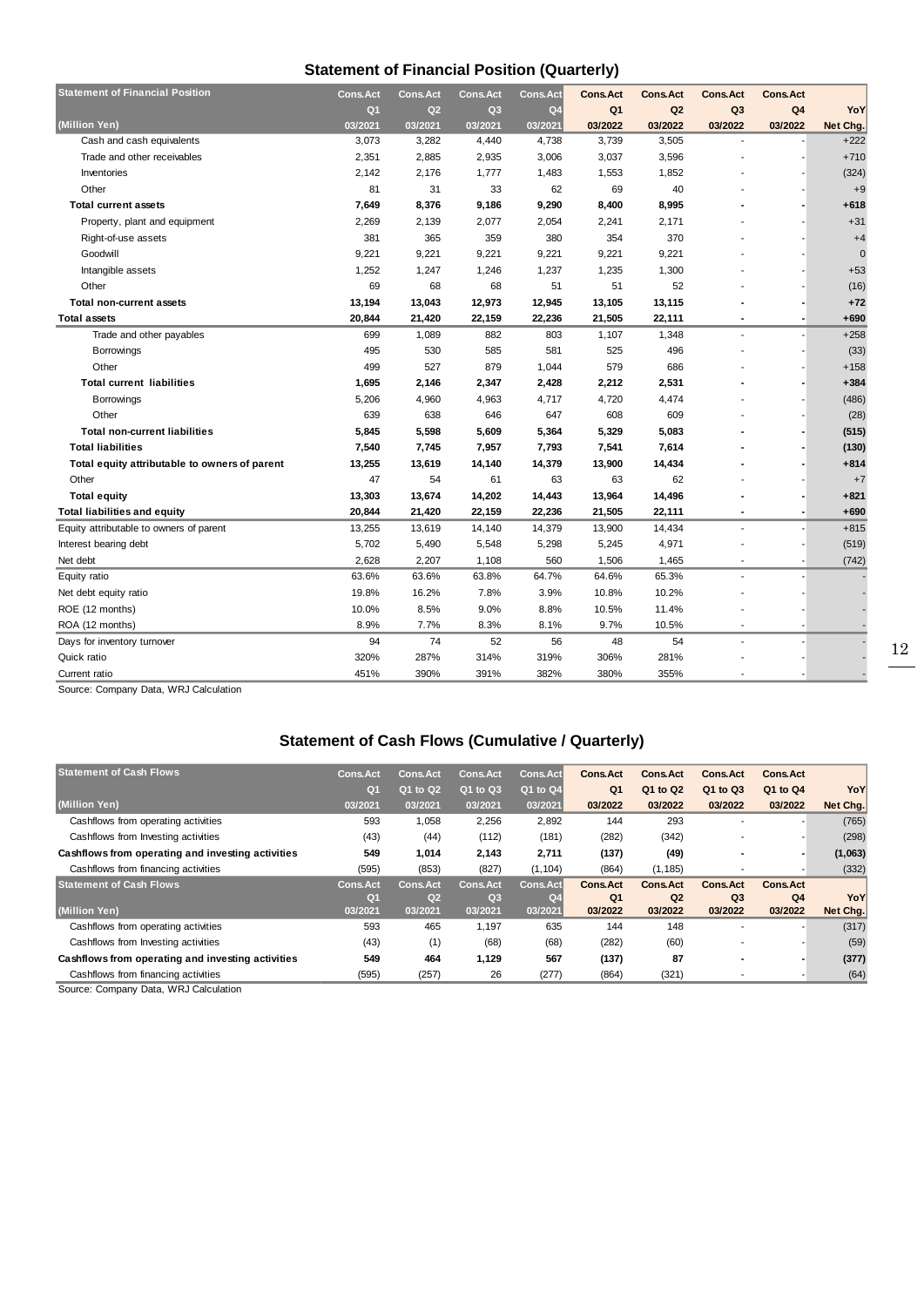## Statement of Financial Position (Quarterly)

| Statement of Financial Position (Million Yen) | Cons.Act Q1 03/2021 | Cons.Act Q2 03/2021 | Cons.Act Q3 03/2021 | Cons.Act Q4 03/2021 | Cons.Act Q1 03/2022 | Cons.Act Q2 03/2022 | Cons.Act Q3 03/2022 | Cons.Act Q4 03/2022 | YoY Net Chg. |
|---|---|---|---|---|---|---|---|---|---|
| Cash and cash equivalents | 3,073 | 3,282 | 4,440 | 4,738 | 3,739 | 3,505 | - | - | +222 |
| Trade and other receivables | 2,351 | 2,885 | 2,935 | 3,006 | 3,037 | 3,596 | - | - | +710 |
| Inventories | 2,142 | 2,176 | 1,777 | 1,483 | 1,553 | 1,852 | - | - | (324) |
| Other | 81 | 31 | 33 | 62 | 69 | 40 | - | - | +9 |
| **Total current assets** | **7,649** | **8,376** | **9,186** | **9,290** | **8,400** | **8,995** | **-** | **-** | **+618** |
| Property, plant and equipment | 2,269 | 2,139 | 2,077 | 2,054 | 2,241 | 2,171 | - | - | +31 |
| Right-of-use assets | 381 | 365 | 359 | 380 | 354 | 370 | - | - | +4 |
| Goodwill | 9,221 | 9,221 | 9,221 | 9,221 | 9,221 | 9,221 | - | - | 0 |
| Intangible assets | 1,252 | 1,247 | 1,246 | 1,237 | 1,235 | 1,300 | - | - | +53 |
| Other | 69 | 68 | 68 | 51 | 51 | 52 | - | - | (16) |
| **Total non-current assets** | **13,194** | **13,043** | **12,973** | **12,945** | **13,105** | **13,115** | **-** | **-** | **+72** |
| **Total assets** | **20,844** | **21,420** | **22,159** | **22,236** | **21,505** | **22,111** | **-** | **-** | **+690** |
| Trade and other payables | 699 | 1,089 | 882 | 803 | 1,107 | 1,348 | - | - | +258 |
| Borrowings | 495 | 530 | 585 | 581 | 525 | 496 | - | - | (33) |
| Other | 499 | 527 | 879 | 1,044 | 579 | 686 | - | - | +158 |
| **Total current liabilities** | **1,695** | **2,146** | **2,347** | **2,428** | **2,212** | **2,531** | **-** | **-** | **+384** |
| Borrowings | 5,206 | 4,960 | 4,963 | 4,717 | 4,720 | 4,474 | - | - | (486) |
| Other | 639 | 638 | 646 | 647 | 608 | 609 | - | - | (28) |
| **Total non-current liabilities** | **5,845** | **5,598** | **5,609** | **5,364** | **5,329** | **5,083** | **-** | **-** | **(515)** |
| **Total liabilities** | **7,540** | **7,745** | **7,957** | **7,793** | **7,541** | **7,614** | **-** | **-** | **(130)** |
| **Total equity attributable to owners of parent** | **13,255** | **13,619** | **14,140** | **14,379** | **13,900** | **14,434** | **-** | **-** | **+814** |
| Other | 47 | 54 | 61 | 63 | 63 | 62 | - | - | +7 |
| **Total equity** | **13,303** | **13,674** | **14,202** | **14,443** | **13,964** | **14,496** | **-** | **-** | **+821** |
| **Total liabilities and equity** | **20,844** | **21,420** | **22,159** | **22,236** | **21,505** | **22,111** | **-** | **-** | **+690** |
| Equity attributable to owners of parent | 13,255 | 13,619 | 14,140 | 14,379 | 13,900 | 14,434 | - | - | +815 |
| Interest bearing debt | 5,702 | 5,490 | 5,548 | 5,298 | 5,245 | 4,971 | - | - | (519) |
| Net debt | 2,628 | 2,207 | 1,108 | 560 | 1,506 | 1,465 | - | - | (742) |
| Equity ratio | 63.6% | 63.6% | 63.8% | 64.7% | 64.6% | 65.3% | - | - | - |
| Net debt equity ratio | 19.8% | 16.2% | 7.8% | 3.9% | 10.8% | 10.2% | - | - | - |
| ROE (12 months) | 10.0% | 8.5% | 9.0% | 8.8% | 10.5% | 11.4% | - | - | - |
| ROA (12 months) | 8.9% | 7.7% | 8.3% | 8.1% | 9.7% | 10.5% | - | - | - |
| Days for inventory turnover | 94 | 74 | 52 | 56 | 48 | 54 | - | - | - |
| Quick ratio | 320% | 287% | 314% | 319% | 306% | 281% | - | - | - |
| Current ratio | 451% | 390% | 391% | 382% | 380% | 355% | - | - | - |

Source: Company Data, WRJ Calculation

## Statement of Cash Flows (Cumulative / Quarterly)

| Statement of Cash Flows (Million Yen) | Cons.Act Q1 03/2021 | Cons.Act Q1 to Q2 03/2021 | Cons.Act Q1 to Q3 03/2021 | Cons.Act Q1 to Q4 03/2021 | Cons.Act Q1 03/2022 | Cons.Act Q1 to Q2 03/2022 | Cons.Act Q1 to Q3 03/2022 | Cons.Act Q1 to Q4 03/2022 | YoY Net Chg. |
|---|---|---|---|---|---|---|---|---|---|
| Cashflows from operating activities | 593 | 1,058 | 2,256 | 2,892 | 144 | 293 | - | - | (765) |
| Cashflows from Investing activities | (43) | (44) | (112) | (181) | (282) | (342) | - | - | (298) |
| **Cashflows from operating and investing activities** | **549** | **1,014** | **2,143** | **2,711** | **(137)** | **(49)** | **-** | **-** | **(1,063)** |
| Cashflows from financing activities | (595) | (853) | (827) | (1,104) | (864) | (1,185) | - | - | (332) |
| **Statement of Cash Flows (Million Yen)** | **Cons.Act Q1 03/2021** | **Cons.Act Q2 03/2021** | **Cons.Act Q3 03/2021** | **Cons.Act Q4 03/2021** | **Cons.Act Q1 03/2022** | **Cons.Act Q2 03/2022** | **Cons.Act Q3 03/2022** | **Cons.Act Q4 03/2022** | **YoY Net Chg.** |
| Cashflows from operating activities | 593 | 465 | 1,197 | 635 | 144 | 148 | - | - | (317) |
| Cashflows from Investing activities | (43) | (1) | (68) | (68) | (282) | (60) | - | - | (59) |
| **Cashflows from operating and investing activities** | **549** | **464** | **1,129** | **567** | **(137)** | **87** | **-** | **-** | **(377)** |
| Cashflows from financing activities | (595) | (257) | 26 | (277) | (864) | (321) | - | - | (64) |

Source: Company Data, WRJ Calculation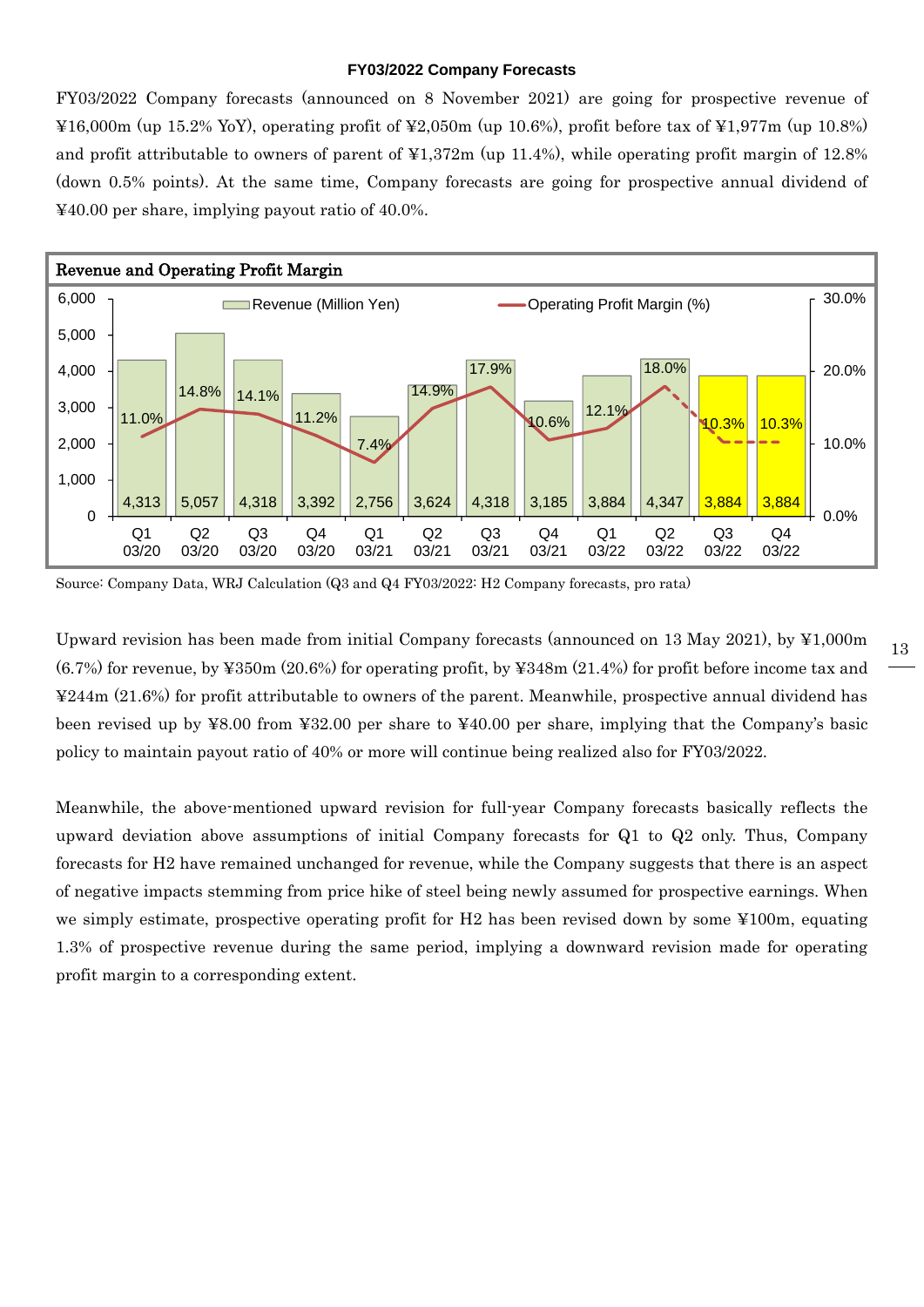### FY03/2022 Company Forecasts

FY03/2022 Company forecasts (announced on 8 November 2021) are going for prospective revenue of ¥16,000m (up 15.2% YoY), operating profit of ¥2,050m (up 10.6%), profit before tax of ¥1,977m (up 10.8%) and profit attributable to owners of parent of ¥1,372m (up 11.4%), while operating profit margin of 12.8% (down 0.5% points). At the same time, Company forecasts are going for prospective annual dividend of ¥40.00 per share, implying payout ratio of 40.0%.

**Revenue and Operating Profit Margin**

| | Q1 03/20 | Q2 03/20 | Q3 03/20 | Q4 03/20 | Q1 03/21 | Q2 03/21 | Q3 03/21 | Q4 03/21 | Q1 03/22 | Q2 03/22 | Q3 03/22 | Q4 03/22 |
|---|---|---|---|---|---|---|---|---|---|---|---|---|
| Revenue (Million Yen) | 4,313 | 5,057 | 4,318 | 3,392 | 2,756 | 3,624 | 4,318 | 3,185 | 3,884 | 4,347 | 3,884 | 3,884 |
| Operating Profit Margin (%) | 11.0% | 14.8% | 14.1% | 11.2% | 7.4% | 14.9% | 17.9% | 10.6% | 12.1% | 18.0% | 10.3% | 10.3% |

Source: Company Data, WRJ Calculation (Q3 and Q4 FY03/2022: H2 Company forecasts, pro rata)

Upward revision has been made from initial Company forecasts (announced on 13 May 2021), by ¥1,000m (6.7%) for revenue, by ¥350m (20.6%) for operating profit, by ¥348m (21.4%) for profit before income tax and ¥244m (21.6%) for profit attributable to owners of the parent. Meanwhile, prospective annual dividend has been revised up by ¥8.00 from ¥32.00 per share to ¥40.00 per share, implying that the Company's basic policy to maintain payout ratio of 40% or more will continue being realized also for FY03/2022.

Meanwhile, the above-mentioned upward revision for full-year Company forecasts basically reflects the upward deviation above assumptions of initial Company forecasts for Q1 to Q2 only. Thus, Company forecasts for H2 have remained unchanged for revenue, while the Company suggests that there is an aspect of negative impacts stemming from price hike of steel being newly assumed for prospective earnings. When we simply estimate, prospective operating profit for H2 has been revised down by some ¥100m, equating 1.3% of prospective revenue during the same period, implying a downward revision made for operating profit margin to a corresponding extent.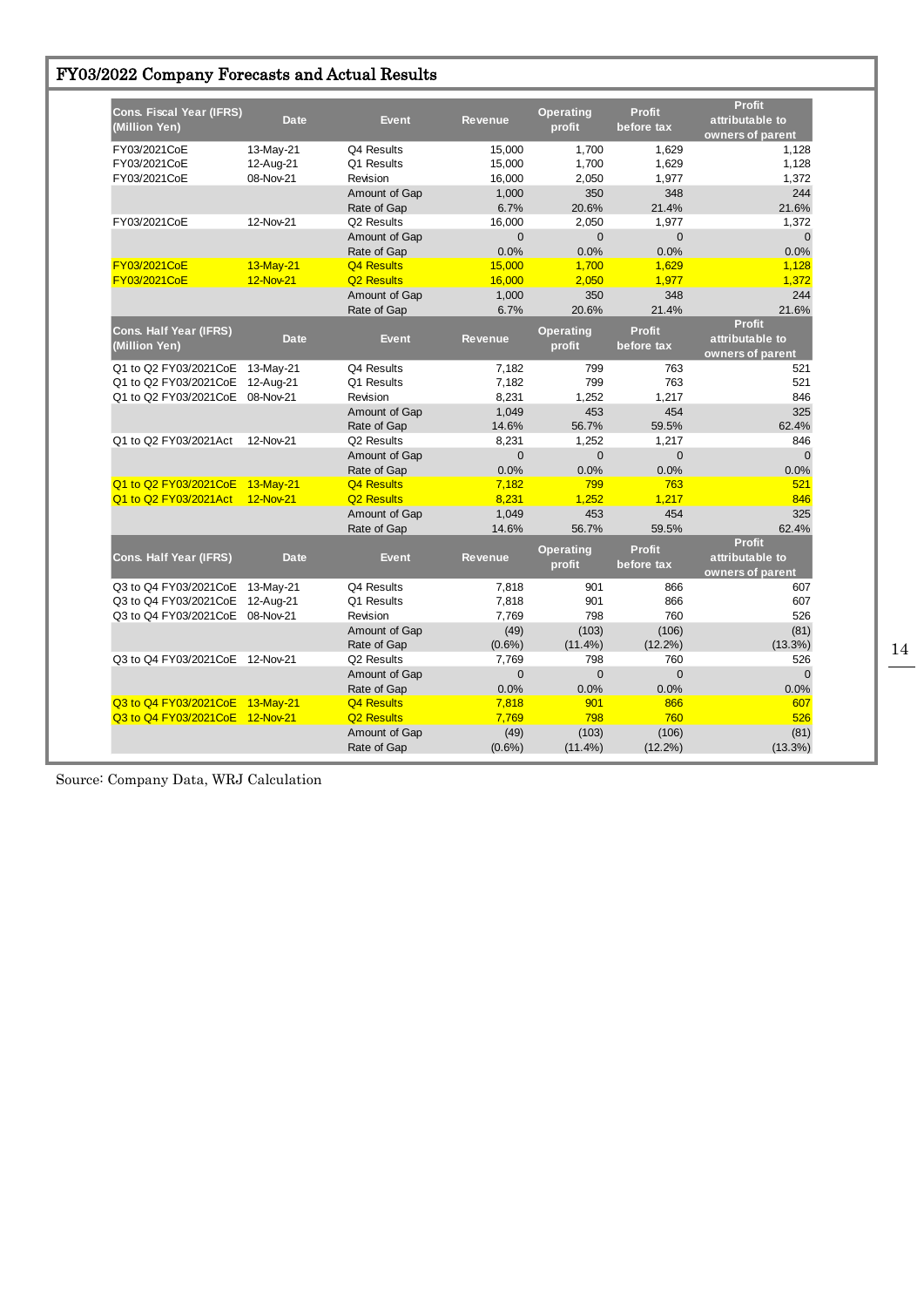## FY03/2022 Company Forecasts and Actual Results

| Cons. Fiscal Year (IFRS) (Million Yen) | Date | Event | Revenue | Operating profit | Profit before tax | Profit attributable to owners of parent |
|---|---|---|---|---|---|---|
| FY03/2021CoE | 13-May-21 | Q4 Results | 15,000 | 1,700 | 1,629 | 1,128 |
| FY03/2021CoE | 12-Aug-21 | Q1 Results | 15,000 | 1,700 | 1,629 | 1,128 |
| FY03/2021CoE | 08-Nov-21 | Revision | 16,000 | 2,050 | 1,977 | 1,372 |
| | | Amount of Gap | 1,000 | 350 | 348 | 244 |
| | | Rate of Gap | 6.7% | 20.6% | 21.4% | 21.6% |
| FY03/2021CoE | 12-Nov-21 | Q2 Results | 16,000 | 2,050 | 1,977 | 1,372 |
| | | Amount of Gap | 0 | 0 | 0 | 0 |
| | | Rate of Gap | 0.0% | 0.0% | 0.0% | 0.0% |
| FY03/2021CoE | 13-May-21 | Q4 Results | 15,000 | 1,700 | 1,629 | 1,128 |
| FY03/2021CoE | 12-Nov-21 | Q2 Results | 16,000 | 2,050 | 1,977 | 1,372 |
| | | Amount of Gap | 1,000 | 350 | 348 | 244 |
| | | Rate of Gap | 6.7% | 20.6% | 21.4% | 21.6% |

| Cons. Half Year (IFRS) (Million Yen) | Date | Event | Revenue | Operating profit | Profit before tax | Profit attributable to owners of parent |
|---|---|---|---|---|---|---|
| Q1 to Q2 FY03/2021CoE | 13-May-21 | Q4 Results | 7,182 | 799 | 763 | 521 |
| Q1 to Q2 FY03/2021CoE | 12-Aug-21 | Q1 Results | 7,182 | 799 | 763 | 521 |
| Q1 to Q2 FY03/2021CoE | 08-Nov-21 | Revision | 8,231 | 1,252 | 1,217 | 846 |
| | | Amount of Gap | 1,049 | 453 | 454 | 325 |
| | | Rate of Gap | 14.6% | 56.7% | 59.5% | 62.4% |
| Q1 to Q2 FY03/2021Act | 12-Nov-21 | Q2 Results | 8,231 | 1,252 | 1,217 | 846 |
| | | Amount of Gap | 0 | 0 | 0 | 0 |
| | | Rate of Gap | 0.0% | 0.0% | 0.0% | 0.0% |
| Q1 to Q2 FY03/2021CoE | 13-May-21 | Q4 Results | 7,182 | 799 | 763 | 521 |
| Q1 to Q2 FY03/2021Act | 12-Nov-21 | Q2 Results | 8,231 | 1,252 | 1,217 | 846 |
| | | Amount of Gap | 1,049 | 453 | 454 | 325 |
| | | Rate of Gap | 14.6% | 56.7% | 59.5% | 62.4% |

| Cons. Half Year (IFRS) | Date | Event | Revenue | Operating profit | Profit before tax | Profit attributable to owners of parent |
|---|---|---|---|---|---|---|
| Q3 to Q4 FY03/2021CoE | 13-May-21 | Q4 Results | 7,818 | 901 | 866 | 607 |
| Q3 to Q4 FY03/2021CoE | 12-Aug-21 | Q1 Results | 7,818 | 901 | 866 | 607 |
| Q3 to Q4 FY03/2021CoE | 08-Nov-21 | Revision | 7,769 | 798 | 760 | 526 |
| | | Amount of Gap | (49) | (103) | (106) | (81) |
| | | Rate of Gap | (0.6%) | (11.4%) | (12.2%) | (13.3%) |
| Q3 to Q4 FY03/2021CoE | 12-Nov-21 | Q2 Results | 7,769 | 798 | 760 | 526 |
| | | Amount of Gap | 0 | 0 | 0 | 0 |
| | | Rate of Gap | 0.0% | 0.0% | 0.0% | 0.0% |
| Q3 to Q4 FY03/2021CoE | 13-May-21 | Q4 Results | 7,818 | 901 | 866 | 607 |
| Q3 to Q4 FY03/2021CoE | 12-Nov-21 | Q2 Results | 7,769 | 798 | 760 | 526 |
| | | Amount of Gap | (49) | (103) | (106) | (81) |
| | | Rate of Gap | (0.6%) | (11.4%) | (12.2%) | (13.3%) |

Source: Company Data, WRJ Calculation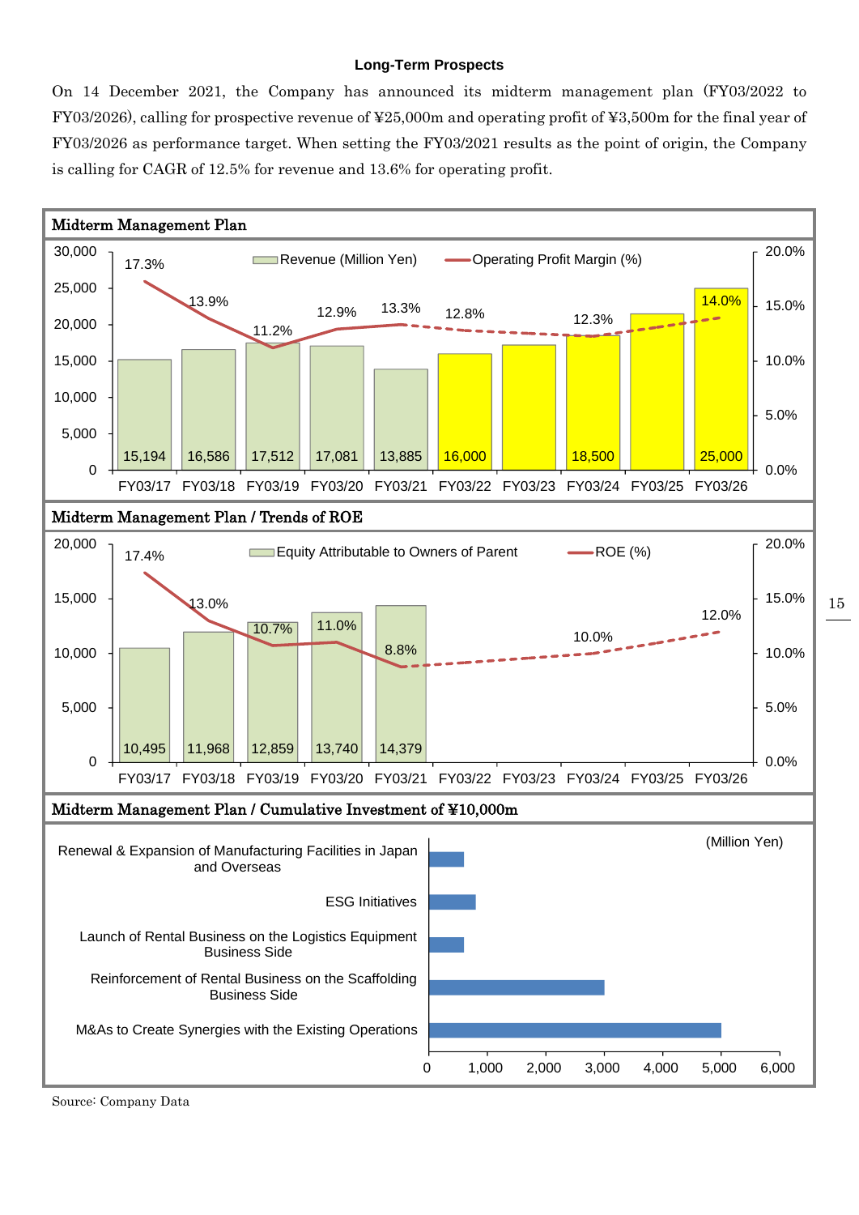**Long-Term Prospects**

On 14 December 2021, the Company has announced its midterm management plan (FY03/2022 to FY03/2026), calling for prospective revenue of ¥25,000m and operating profit of ¥3,500m for the final year of FY03/2026 as performance target. When setting the FY03/2021 results as the point of origin, the Company is calling for CAGR of 12.5% for revenue and 13.6% for operating profit.

**Midterm Management Plan**

| | FY03/17 | FY03/18 | FY03/19 | FY03/20 | FY03/21 | FY03/22 | FY03/23 | FY03/24 | FY03/25 | FY03/26 |
|---|---|---|---|---|---|---|---|---|---|---|
| Revenue (Million Yen) | 15,194 | 16,586 | 17,512 | 17,081 | 13,885 | 16,000 | | 18,500 | | 25,000 |
| Operating Profit Margin (%) | 17.3% | 13.9% | 11.2% | 12.9% | 13.3% | 12.8% | | 12.3% | | 14.0% |

**Midterm Management Plan / Trends of ROE**

| | FY03/17 | FY03/18 | FY03/19 | FY03/20 | FY03/21 | FY03/22 | FY03/23 | FY03/24 | FY03/25 | FY03/26 |
|---|---|---|---|---|---|---|---|---|---|---|
| Equity Attributable to Owners of Parent | 10,495 | 11,968 | 12,859 | 13,740 | 14,379 | | | | | |
| ROE (%) | 17.4% | 13.0% | 10.7% | 11.0% | 8.8% | | | 10.0% | | 12.0% |

**Midterm Management Plan / Cumulative Investment of ¥10,000m**

(Million Yen)

| Item | Investment (approx.) |
|---|---|
| Renewal & Expansion of Manufacturing Facilities in Japan and Overseas | 600 |
| ESG Initiatives | 800 |
| Launch of Rental Business on the Logistics Equipment Business Side | 600 |
| Reinforcement of Rental Business on the Scaffolding Business Side | 3,000 |
| M&As to Create Synergies with the Existing Operations | 5,000 |

Source: Company Data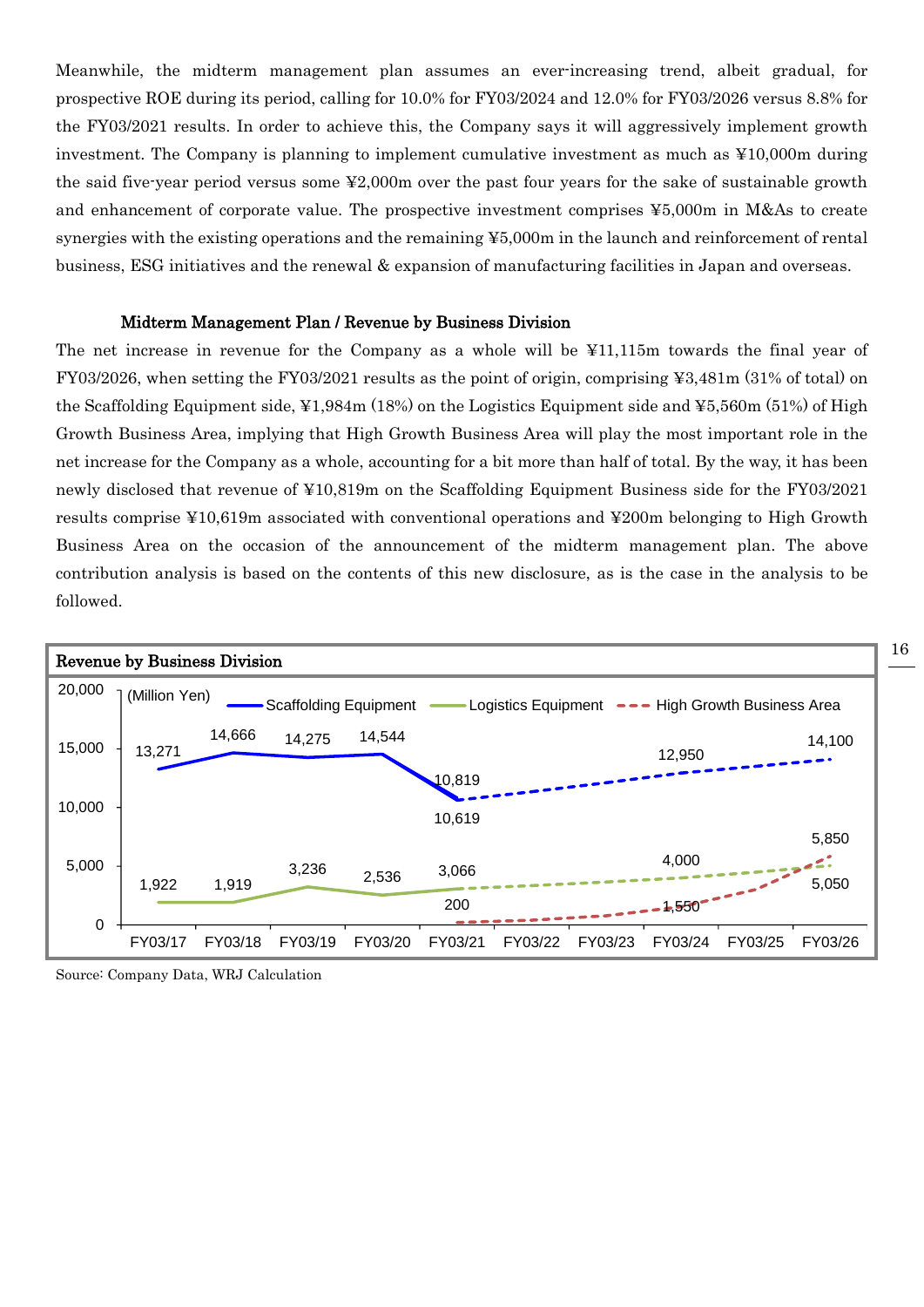Meanwhile, the midterm management plan assumes an ever-increasing trend, albeit gradual, for prospective ROE during its period, calling for 10.0% for FY03/2024 and 12.0% for FY03/2026 versus 8.8% for the FY03/2021 results. In order to achieve this, the Company says it will aggressively implement growth investment. The Company is planning to implement cumulative investment as much as ¥10,000m during the said five-year period versus some ¥2,000m over the past four years for the sake of sustainable growth and enhancement of corporate value. The prospective investment comprises ¥5,000m in M&As to create synergies with the existing operations and the remaining ¥5,000m in the launch and reinforcement of rental business, ESG initiatives and the renewal & expansion of manufacturing facilities in Japan and overseas.

**Midterm Management Plan / Revenue by Business Division**

The net increase in revenue for the Company as a whole will be ¥11,115m towards the final year of FY03/2026, when setting the FY03/2021 results as the point of origin, comprising ¥3,481m (31% of total) on the Scaffolding Equipment side, ¥1,984m (18%) on the Logistics Equipment side and ¥5,560m (51%) of High Growth Business Area, implying that High Growth Business Area will play the most important role in the net increase for the Company as a whole, accounting for a bit more than half of total. By the way, it has been newly disclosed that revenue of ¥10,819m on the Scaffolding Equipment Business side for the FY03/2021 results comprise ¥10,619m associated with conventional operations and ¥200m belonging to High Growth Business Area on the occasion of the announcement of the midterm management plan. The above contribution analysis is based on the contents of this new disclosure, as is the case in the analysis to be followed.

**Revenue by Business Division**

(Million Yen)

| | FY03/17 | FY03/18 | FY03/19 | FY03/20 | FY03/21 | FY03/22 | FY03/23 | FY03/24 | FY03/25 | FY03/26 |
|---|---|---|---|---|---|---|---|---|---|---|
| Scaffolding Equipment | 13,271 | 14,666 | 14,275 | 14,544 | 10,819 / 10,619 | | | 12,950 | | 14,100 |
| Logistics Equipment | 1,922 | 1,919 | 3,236 | 2,536 | 3,066 | | | 4,000 | | 5,050 |
| High Growth Business Area | | | | | 200 | | | 1,550 | | 5,850 |

Source: Company Data, WRJ Calculation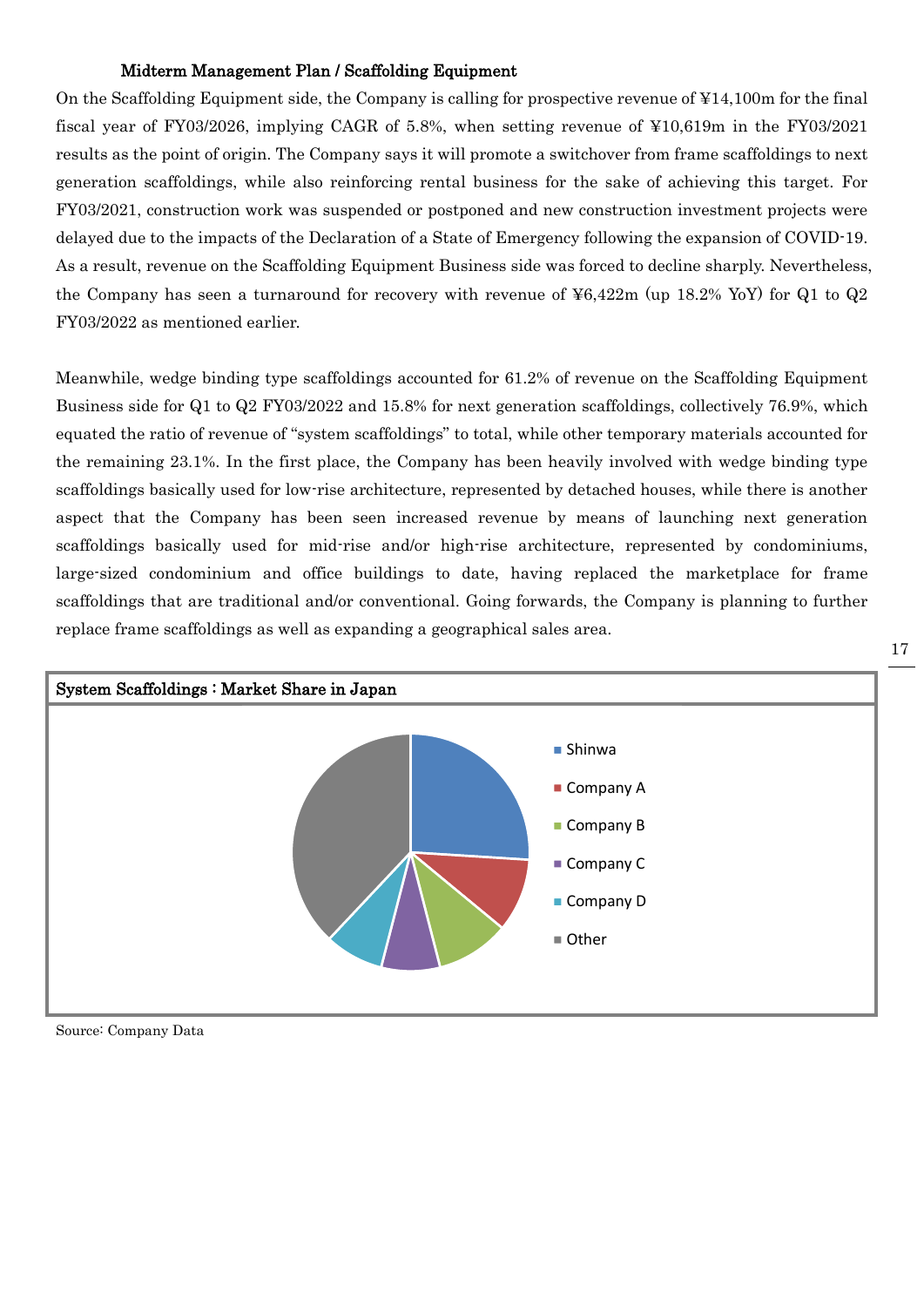### Midterm Management Plan / Scaffolding Equipment

On the Scaffolding Equipment side, the Company is calling for prospective revenue of ¥14,100m for the final fiscal year of FY03/2026, implying CAGR of 5.8%, when setting revenue of ¥10,619m in the FY03/2021 results as the point of origin. The Company says it will promote a switchover from frame scaffoldings to next generation scaffoldings, while also reinforcing rental business for the sake of achieving this target. For FY03/2021, construction work was suspended or postponed and new construction investment projects were delayed due to the impacts of the Declaration of a State of Emergency following the expansion of COVID-19. As a result, revenue on the Scaffolding Equipment Business side was forced to decline sharply. Nevertheless, the Company has seen a turnaround for recovery with revenue of ¥6,422m (up 18.2% YoY) for Q1 to Q2 FY03/2022 as mentioned earlier.

Meanwhile, wedge binding type scaffoldings accounted for 61.2% of revenue on the Scaffolding Equipment Business side for Q1 to Q2 FY03/2022 and 15.8% for next generation scaffoldings, collectively 76.9%, which equated the ratio of revenue of "system scaffoldings" to total, while other temporary materials accounted for the remaining 23.1%. In the first place, the Company has been heavily involved with wedge binding type scaffoldings basically used for low-rise architecture, represented by detached houses, while there is another aspect that the Company has been seen increased revenue by means of launching next generation scaffoldings basically used for mid-rise and/or high-rise architecture, represented by condominiums, large-sized condominium and office buildings to date, having replaced the marketplace for frame scaffoldings that are traditional and/or conventional. Going forwards, the Company is planning to further replace frame scaffoldings as well as expanding a geographical sales area.

**System Scaffoldings : Market Share in Japan**

- Shinwa
- Company A
- Company B
- Company C
- Company D
- Other

Source: Company Data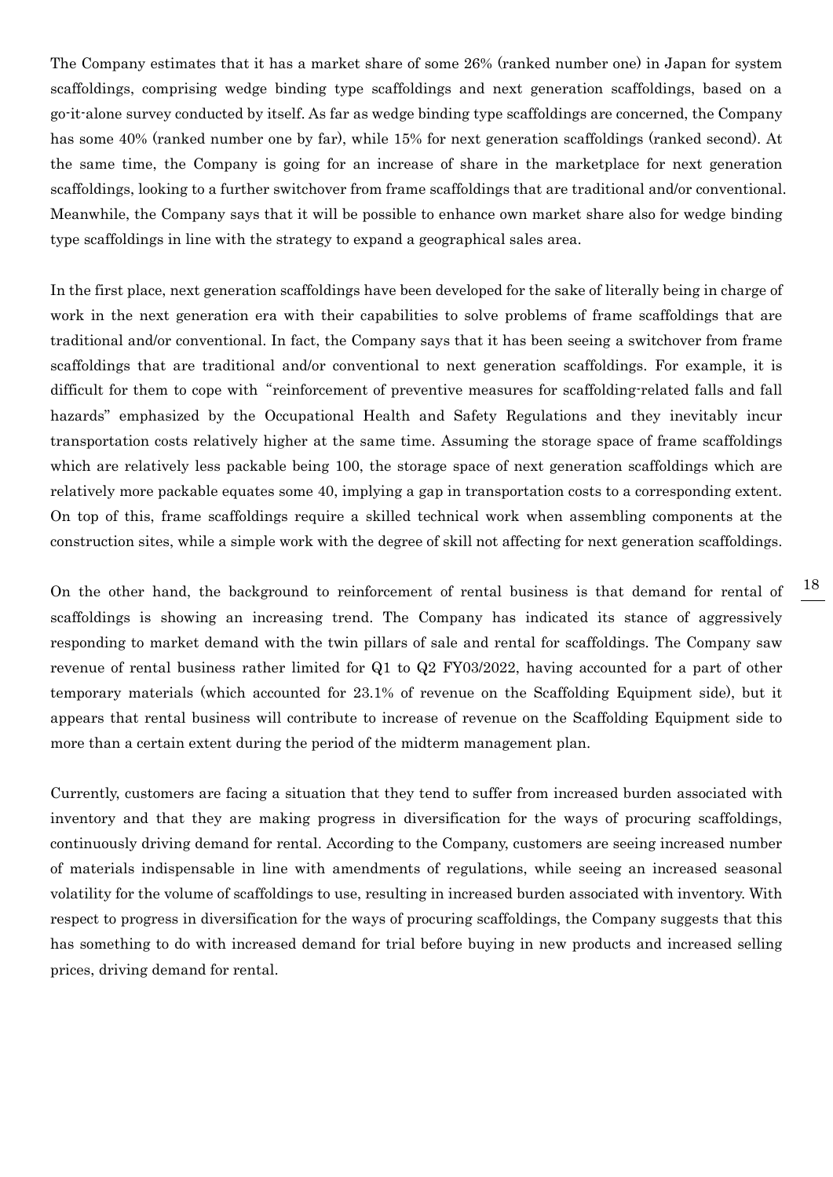The Company estimates that it has a market share of some 26% (ranked number one) in Japan for system scaffoldings, comprising wedge binding type scaffoldings and next generation scaffoldings, based on a go-it-alone survey conducted by itself. As far as wedge binding type scaffoldings are concerned, the Company has some 40% (ranked number one by far), while 15% for next generation scaffoldings (ranked second). At the same time, the Company is going for an increase of share in the marketplace for next generation scaffoldings, looking to a further switchover from frame scaffoldings that are traditional and/or conventional. Meanwhile, the Company says that it will be possible to enhance own market share also for wedge binding type scaffoldings in line with the strategy to expand a geographical sales area.

In the first place, next generation scaffoldings have been developed for the sake of literally being in charge of work in the next generation era with their capabilities to solve problems of frame scaffoldings that are traditional and/or conventional. In fact, the Company says that it has been seeing a switchover from frame scaffoldings that are traditional and/or conventional to next generation scaffoldings. For example, it is difficult for them to cope with "reinforcement of preventive measures for scaffolding-related falls and fall hazards" emphasized by the Occupational Health and Safety Regulations and they inevitably incur transportation costs relatively higher at the same time. Assuming the storage space of frame scaffoldings which are relatively less packable being 100, the storage space of next generation scaffoldings which are relatively more packable equates some 40, implying a gap in transportation costs to a corresponding extent. On top of this, frame scaffoldings require a skilled technical work when assembling components at the construction sites, while a simple work with the degree of skill not affecting for next generation scaffoldings.

On the other hand, the background to reinforcement of rental business is that demand for rental of scaffoldings is showing an increasing trend. The Company has indicated its stance of aggressively responding to market demand with the twin pillars of sale and rental for scaffoldings. The Company saw revenue of rental business rather limited for Q1 to Q2 FY03/2022, having accounted for a part of other temporary materials (which accounted for 23.1% of revenue on the Scaffolding Equipment side), but it appears that rental business will contribute to increase of revenue on the Scaffolding Equipment side to more than a certain extent during the period of the midterm management plan.

Currently, customers are facing a situation that they tend to suffer from increased burden associated with inventory and that they are making progress in diversification for the ways of procuring scaffoldings, continuously driving demand for rental. According to the Company, customers are seeing increased number of materials indispensable in line with amendments of regulations, while seeing an increased seasonal volatility for the volume of scaffoldings to use, resulting in increased burden associated with inventory. With respect to progress in diversification for the ways of procuring scaffoldings, the Company suggests that this has something to do with increased demand for trial before buying in new products and increased selling prices, driving demand for rental.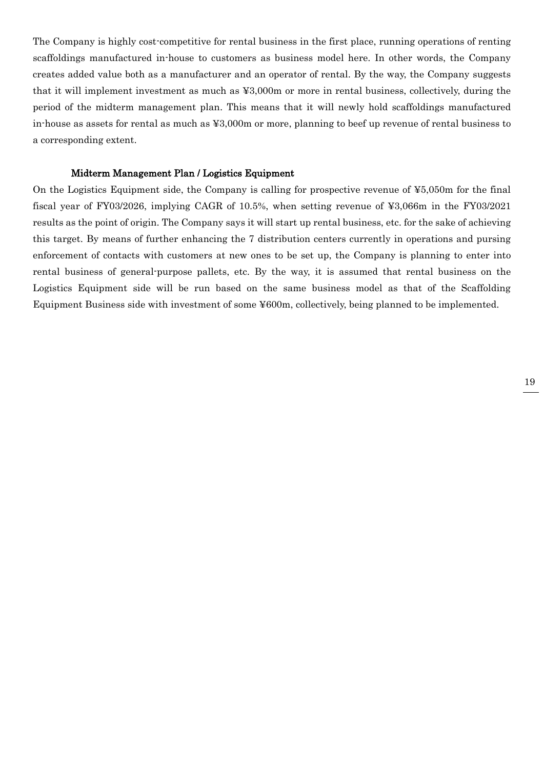The Company is highly cost-competitive for rental business in the first place, running operations of renting scaffoldings manufactured in-house to customers as business model here. In other words, the Company creates added value both as a manufacturer and an operator of rental. By the way, the Company suggests that it will implement investment as much as ¥3,000m or more in rental business, collectively, during the period of the midterm management plan. This means that it will newly hold scaffoldings manufactured in-house as assets for rental as much as ¥3,000m or more, planning to beef up revenue of rental business to a corresponding extent.

### Midterm Management Plan / Logistics Equipment

On the Logistics Equipment side, the Company is calling for prospective revenue of ¥5,050m for the final fiscal year of FY03/2026, implying CAGR of 10.5%, when setting revenue of ¥3,066m in the FY03/2021 results as the point of origin. The Company says it will start up rental business, etc. for the sake of achieving this target. By means of further enhancing the 7 distribution centers currently in operations and pursing enforcement of contacts with customers at new ones to be set up, the Company is planning to enter into rental business of general-purpose pallets, etc. By the way, it is assumed that rental business on the Logistics Equipment side will be run based on the same business model as that of the Scaffolding Equipment Business side with investment of some ¥600m, collectively, being planned to be implemented.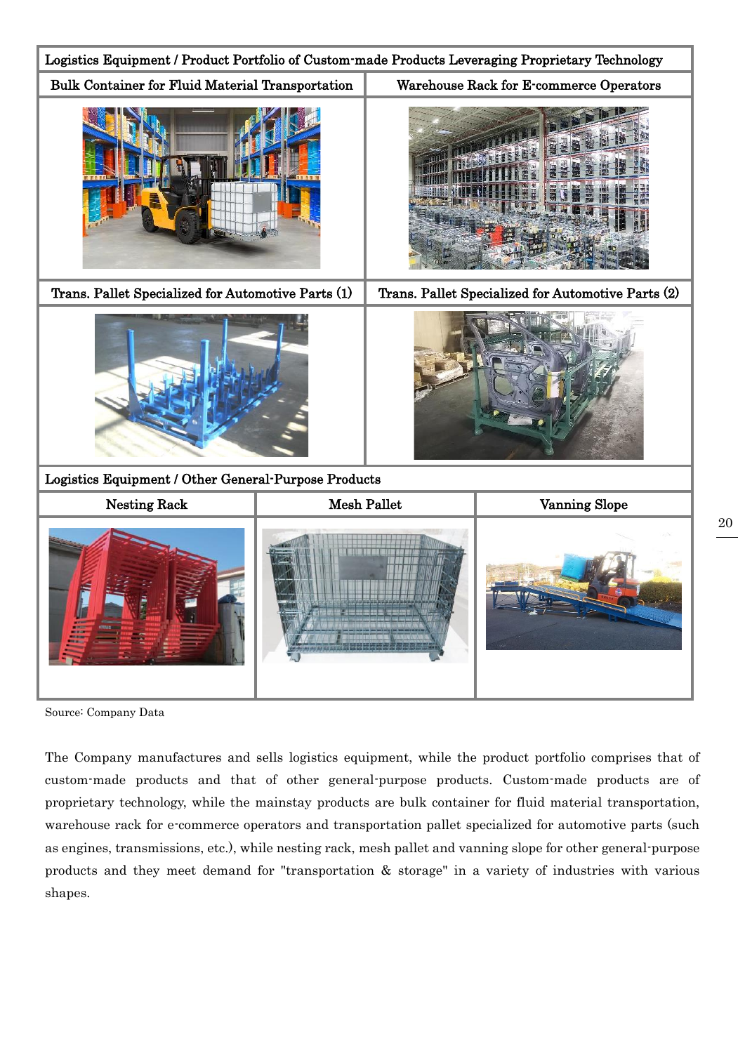| Logistics Equipment / Product Portfolio of Custom-made Products Leveraging Proprietary Technology | |
|---|---|
| Bulk Container for Fluid Material Transportation | Warehouse Rack for E-commerce Operators |
| Trans. Pallet Specialized for Automotive Parts (1) | Trans. Pallet Specialized for Automotive Parts (2) |

| Logistics Equipment / Other General-Purpose Products | | |
|---|---|---|
| Nesting Rack | Mesh Pallet | Vanning Slope |

Source: Company Data

The Company manufactures and sells logistics equipment, while the product portfolio comprises that of custom-made products and that of other general-purpose products. Custom-made products are of proprietary technology, while the mainstay products are bulk container for fluid material transportation, warehouse rack for e-commerce operators and transportation pallet specialized for automotive parts (such as engines, transmissions, etc.), while nesting rack, mesh pallet and vanning slope for other general-purpose products and they meet demand for "transportation & storage" in a variety of industries with various shapes.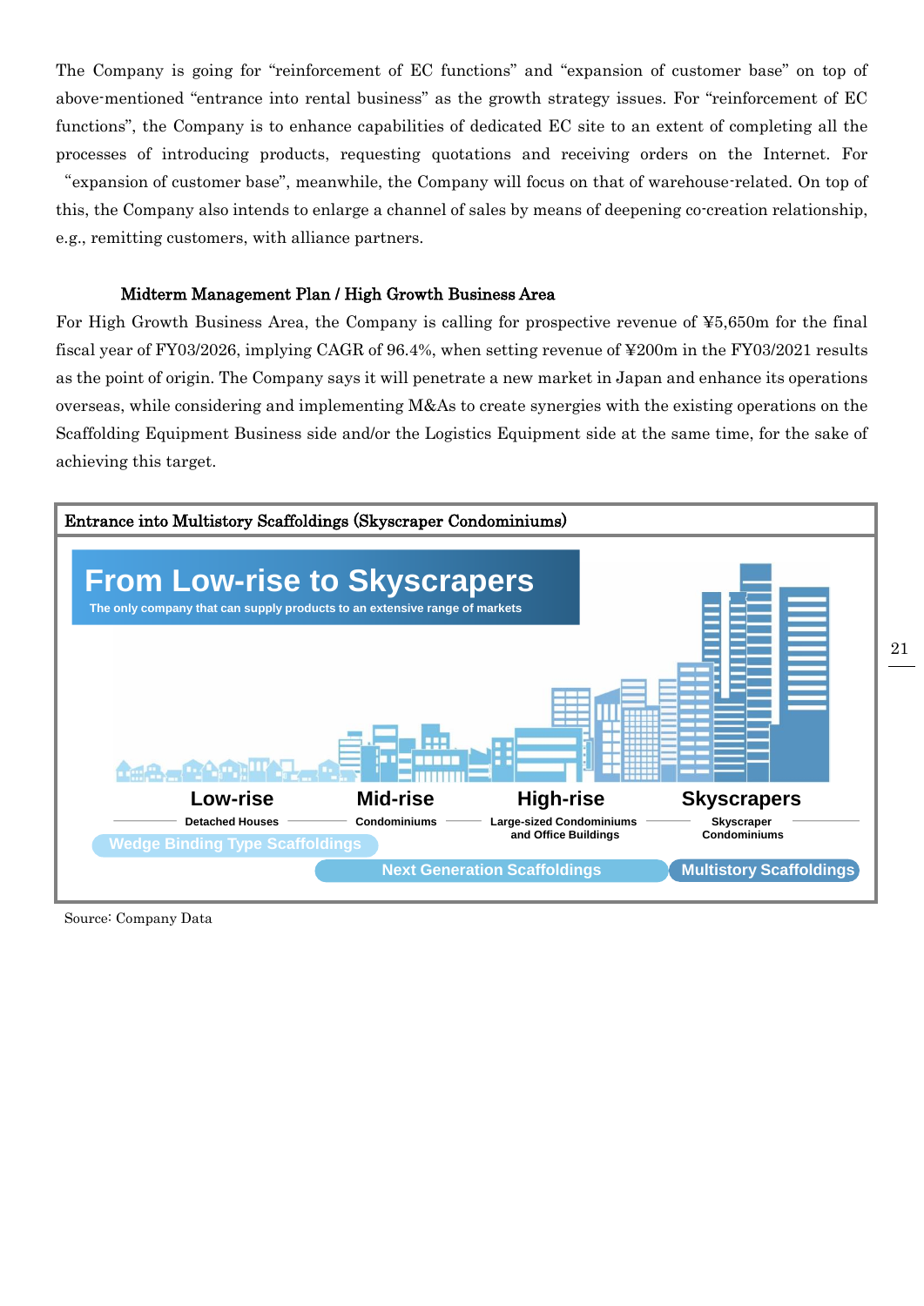The Company is going for "reinforcement of EC functions" and "expansion of customer base" on top of above-mentioned "entrance into rental business" as the growth strategy issues. For "reinforcement of EC functions", the Company is to enhance capabilities of dedicated EC site to an extent of completing all the processes of introducing products, requesting quotations and receiving orders on the Internet. For "expansion of customer base", meanwhile, the Company will focus on that of warehouse-related. On top of this, the Company also intends to enlarge a channel of sales by means of deepening co-creation relationship, e.g., remitting customers, with alliance partners.

### Midterm Management Plan / High Growth Business Area

For High Growth Business Area, the Company is calling for prospective revenue of ¥5,650m for the final fiscal year of FY03/2026, implying CAGR of 96.4%, when setting revenue of ¥200m in the FY03/2021 results as the point of origin. The Company says it will penetrate a new market in Japan and enhance its operations overseas, while considering and implementing M&As to create synergies with the existing operations on the Scaffolding Equipment Business side and/or the Logistics Equipment side at the same time, for the sake of achieving this target.

**Entrance into Multistory Scaffoldings (Skyscraper Condominiums)**

**From Low-rise to Skyscrapers**

The only company that can supply products to an extensive range of markets

| Low-rise | Mid-rise | High-rise | Skyscrapers |
|---|---|---|---|
| Detached Houses | Condominiums | Large-sized Condominiums and Office Buildings | Skyscraper Condominiums |

Wedge Binding Type Scaffoldings / Next Generation Scaffoldings / Multistory Scaffoldings

Source: Company Data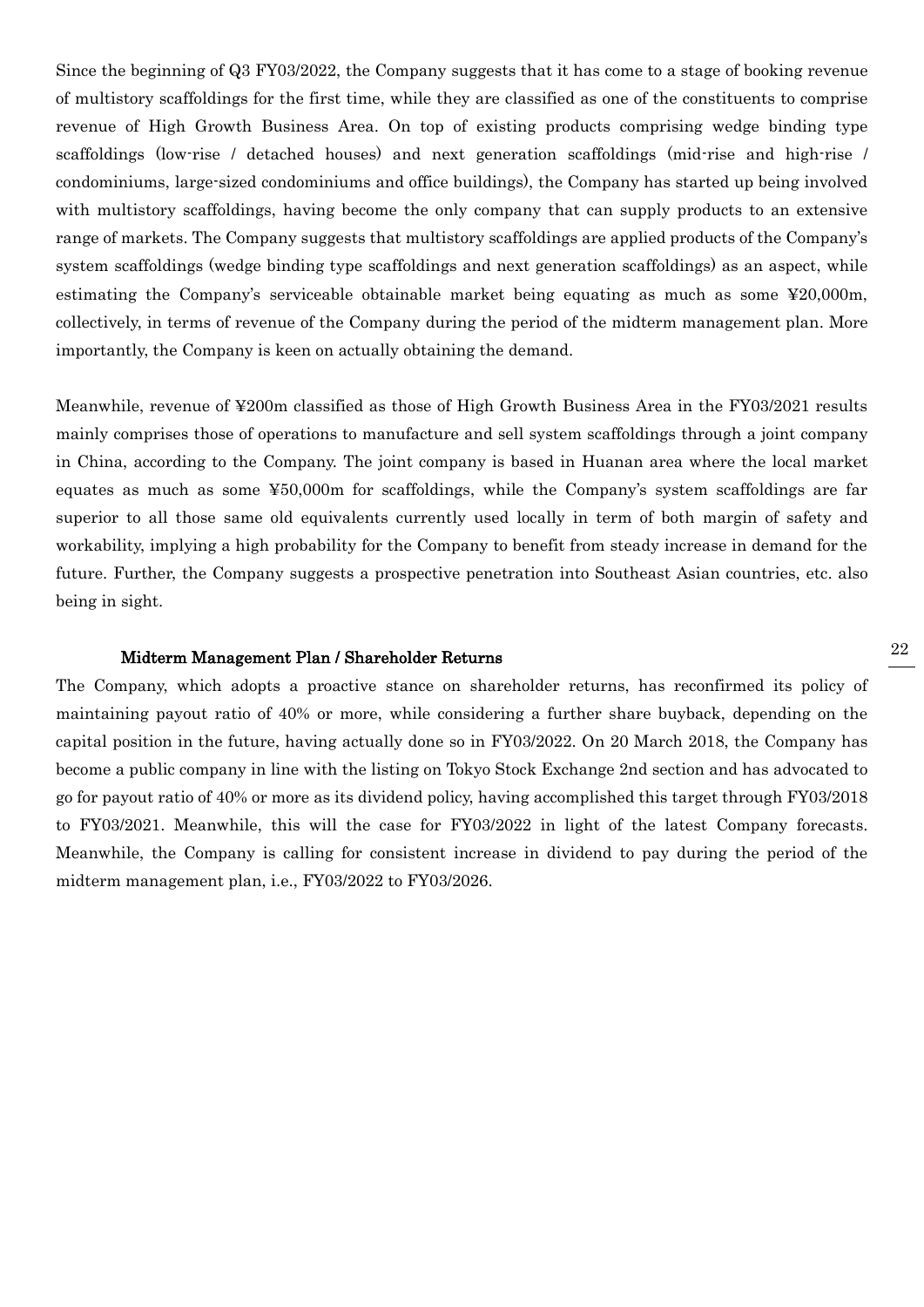Since the beginning of Q3 FY03/2022, the Company suggests that it has come to a stage of booking revenue of multistory scaffoldings for the first time, while they are classified as one of the constituents to comprise revenue of High Growth Business Area. On top of existing products comprising wedge binding type scaffoldings (low-rise / detached houses) and next generation scaffoldings (mid-rise and high-rise / condominiums, large-sized condominiums and office buildings), the Company has started up being involved with multistory scaffoldings, having become the only company that can supply products to an extensive range of markets. The Company suggests that multistory scaffoldings are applied products of the Company's system scaffoldings (wedge binding type scaffoldings and next generation scaffoldings) as an aspect, while estimating the Company's serviceable obtainable market being equating as much as some ¥20,000m, collectively, in terms of revenue of the Company during the period of the midterm management plan. More importantly, the Company is keen on actually obtaining the demand.

Meanwhile, revenue of ¥200m classified as those of High Growth Business Area in the FY03/2021 results mainly comprises those of operations to manufacture and sell system scaffoldings through a joint company in China, according to the Company. The joint company is based in Huanan area where the local market equates as much as some ¥50,000m for scaffoldings, while the Company's system scaffoldings are far superior to all those same old equivalents currently used locally in term of both margin of safety and workability, implying a high probability for the Company to benefit from steady increase in demand for the future. Further, the Company suggests a prospective penetration into Southeast Asian countries, etc. also being in sight.

### Midterm Management Plan / Shareholder Returns

The Company, which adopts a proactive stance on shareholder returns, has reconfirmed its policy of maintaining payout ratio of 40% or more, while considering a further share buyback, depending on the capital position in the future, having actually done so in FY03/2022. On 20 March 2018, the Company has become a public company in line with the listing on Tokyo Stock Exchange 2nd section and has advocated to go for payout ratio of 40% or more as its dividend policy, having accomplished this target through FY03/2018 to FY03/2021. Meanwhile, this will the case for FY03/2022 in light of the latest Company forecasts. Meanwhile, the Company is calling for consistent increase in dividend to pay during the period of the midterm management plan, i.e., FY03/2022 to FY03/2026.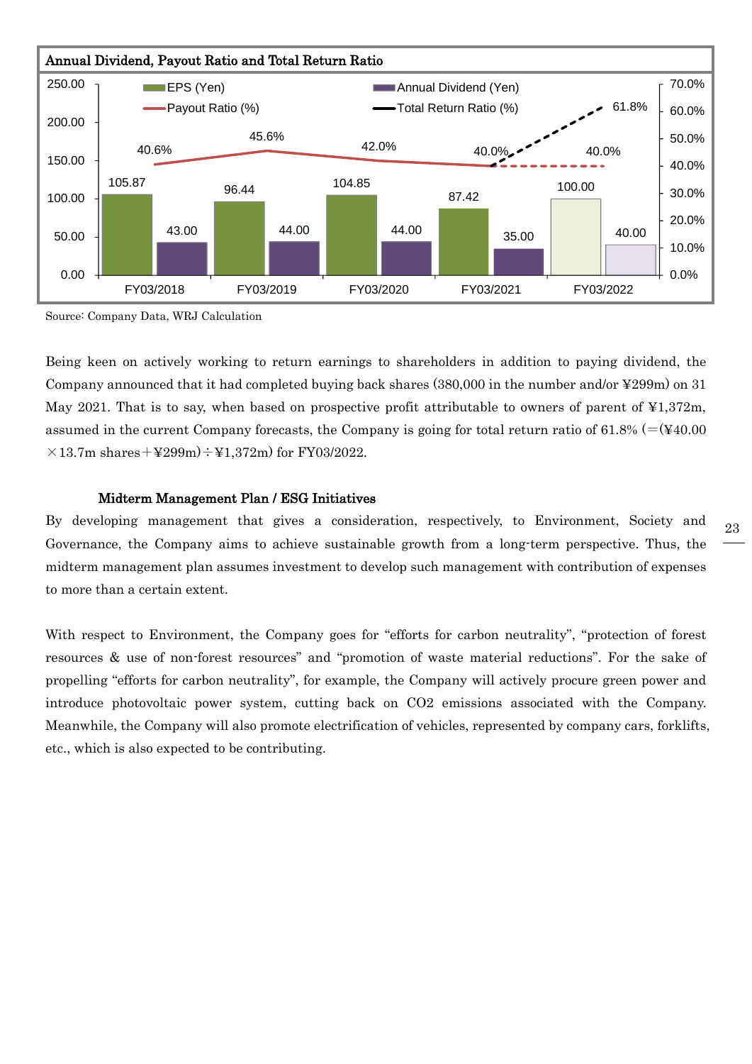**Annual Dividend, Payout Ratio and Total Return Ratio**

| | FY03/2018 | FY03/2019 | FY03/2020 | FY03/2021 | FY03/2022 |
|---|---|---|---|---|---|
| EPS (Yen) | 105.87 | 96.44 | 104.85 | 87.42 | 100.00 |
| Annual Dividend (Yen) | 43.00 | 44.00 | 44.00 | 35.00 | 40.00 |
| Payout Ratio (%) | 40.6% | 45.6% | 42.0% | 40.0% | 40.0% |
| Total Return Ratio (%) | | | | 40.0% | 61.8% |

Source: Company Data, WRJ Calculation

Being keen on actively working to return earnings to shareholders in addition to paying dividend, the Company announced that it had completed buying back shares (380,000 in the number and/or ¥299m) on 31 May 2021. That is to say, when based on prospective profit attributable to owners of parent of ¥1,372m, assumed in the current Company forecasts, the Company is going for total return ratio of 61.8% (=(¥40.00 ×13.7m shares+¥299m)÷¥1,372m) for FY03/2022.

### Midterm Management Plan / ESG Initiatives

By developing management that gives a consideration, respectively, to Environment, Society and Governance, the Company aims to achieve sustainable growth from a long-term perspective. Thus, the midterm management plan assumes investment to develop such management with contribution of expenses to more than a certain extent.

With respect to Environment, the Company goes for "efforts for carbon neutrality", "protection of forest resources & use of non-forest resources" and "promotion of waste material reductions". For the sake of propelling "efforts for carbon neutrality", for example, the Company will actively procure green power and introduce photovoltaic power system, cutting back on $CO_2$ emissions associated with the Company. Meanwhile, the Company will also promote electrification of vehicles, represented by company cars, forklifts, etc., which is also expected to be contributing.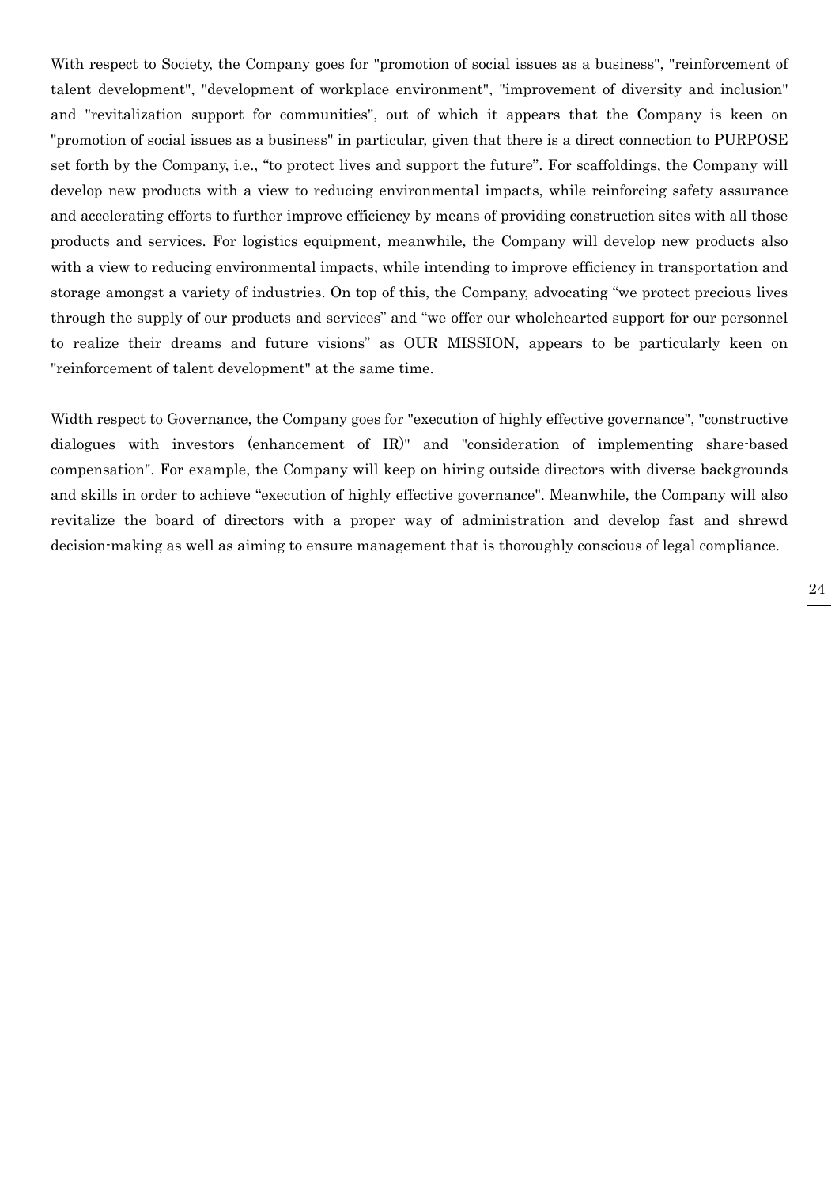With respect to Society, the Company goes for "promotion of social issues as a business", "reinforcement of talent development", "development of workplace environment", "improvement of diversity and inclusion" and "revitalization support for communities", out of which it appears that the Company is keen on "promotion of social issues as a business" in particular, given that there is a direct connection to PURPOSE set forth by the Company, i.e., "to protect lives and support the future". For scaffoldings, the Company will develop new products with a view to reducing environmental impacts, while reinforcing safety assurance and accelerating efforts to further improve efficiency by means of providing construction sites with all those products and services. For logistics equipment, meanwhile, the Company will develop new products also with a view to reducing environmental impacts, while intending to improve efficiency in transportation and storage amongst a variety of industries. On top of this, the Company, advocating "we protect precious lives through the supply of our products and services" and "we offer our wholehearted support for our personnel to realize their dreams and future visions" as OUR MISSION, appears to be particularly keen on "reinforcement of talent development" at the same time.

Width respect to Governance, the Company goes for "execution of highly effective governance", "constructive dialogues with investors (enhancement of IR)" and "consideration of implementing share-based compensation". For example, the Company will keep on hiring outside directors with diverse backgrounds and skills in order to achieve "execution of highly effective governance". Meanwhile, the Company will also revitalize the board of directors with a proper way of administration and develop fast and shrewd decision-making as well as aiming to ensure management that is thoroughly conscious of legal compliance.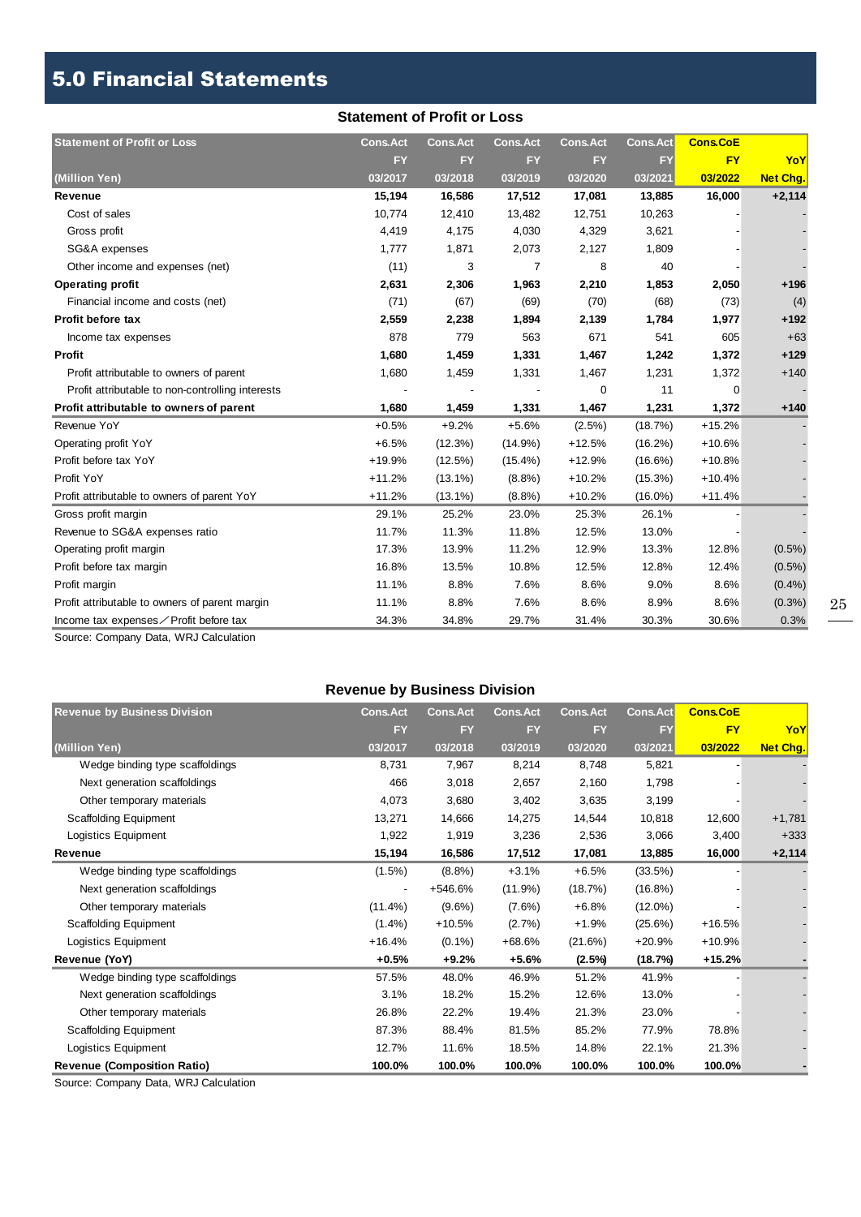# 5.0 Financial Statements

## Statement of Profit or Loss

| Statement of Profit or Loss | Cons.Act | Cons.Act | Cons.Act | Cons.Act | Cons.Act | Cons.CoE | |
|---|---|---|---|---|---|---|---|
| | FY | FY | FY | FY | FY | FY | YoY |
| (Million Yen) | 03/2017 | 03/2018 | 03/2019 | 03/2020 | 03/2021 | 03/2022 | Net Chg. |
| **Revenue** | **15,194** | **16,586** | **17,512** | **17,081** | **13,885** | **16,000** | **+2,114** |
| Cost of sales | 10,774 | 12,410 | 13,482 | 12,751 | 10,263 | - | - |
| Gross profit | 4,419 | 4,175 | 4,030 | 4,329 | 3,621 | - | - |
| SG&A expenses | 1,777 | 1,871 | 2,073 | 2,127 | 1,809 | - | - |
| Other income and expenses (net) | (11) | 3 | 7 | 8 | 40 | - | - |
| **Operating profit** | **2,631** | **2,306** | **1,963** | **2,210** | **1,853** | **2,050** | **+196** |
| Financial income and costs (net) | (71) | (67) | (69) | (70) | (68) | (73) | (4) |
| **Profit before tax** | **2,559** | **2,238** | **1,894** | **2,139** | **1,784** | **1,977** | **+192** |
| Income tax expenses | 878 | 779 | 563 | 671 | 541 | 605 | +63 |
| **Profit** | **1,680** | **1,459** | **1,331** | **1,467** | **1,242** | **1,372** | **+129** |
| Profit attributable to owners of parent | 1,680 | 1,459 | 1,331 | 1,467 | 1,231 | 1,372 | +140 |
| Profit attributable to non-controlling interests | - | - | - | 0 | 11 | 0 | - |
| **Profit attributable to owners of parent** | **1,680** | **1,459** | **1,331** | **1,467** | **1,231** | **1,372** | **+140** |
| Revenue YoY | +0.5% | +9.2% | +5.6% | (2.5%) | (18.7%) | +15.2% | - |
| Operating profit YoY | +6.5% | (12.3%) | (14.9%) | +12.5% | (16.2%) | +10.6% | - |
| Profit before tax YoY | +19.9% | (12.5%) | (15.4%) | +12.9% | (16.6%) | +10.8% | - |
| Profit YoY | +11.2% | (13.1%) | (8.8%) | +10.2% | (15.3%) | +10.4% | - |
| Profit attributable to owners of parent YoY | +11.2% | (13.1%) | (8.8%) | +10.2% | (16.0%) | +11.4% | - |
| Gross profit margin | 29.1% | 25.2% | 23.0% | 25.3% | 26.1% | - | - |
| Revenue to SG&A expenses ratio | 11.7% | 11.3% | 11.8% | 12.5% | 13.0% | - | - |
| Operating profit margin | 17.3% | 13.9% | 11.2% | 12.9% | 13.3% | 12.8% | (0.5%) |
| Profit before tax margin | 16.8% | 13.5% | 10.8% | 12.5% | 12.8% | 12.4% | (0.5%) |
| Profit margin | 11.1% | 8.8% | 7.6% | 8.6% | 9.0% | 8.6% | (0.4%) |
| Profit attributable to owners of parent margin | 11.1% | 8.8% | 7.6% | 8.6% | 8.9% | 8.6% | (0.3%) |
| Income tax expenses／Profit before tax | 34.3% | 34.8% | 29.7% | 31.4% | 30.3% | 30.6% | 0.3% |

Source: Company Data, WRJ Calculation

## Revenue by Business Division

| Revenue by Business Division | Cons.Act | Cons.Act | Cons.Act | Cons.Act | Cons.Act | Cons.CoE | |
|---|---|---|---|---|---|---|---|
| | FY | FY | FY | FY | FY | FY | YoY |
| (Million Yen) | 03/2017 | 03/2018 | 03/2019 | 03/2020 | 03/2021 | 03/2022 | Net Chg. |
| Wedge binding type scaffoldings | 8,731 | 7,967 | 8,214 | 8,748 | 5,821 | - | - |
| Next generation scaffoldings | 466 | 3,018 | 2,657 | 2,160 | 1,798 | - | - |
| Other temporary materials | 4,073 | 3,680 | 3,402 | 3,635 | 3,199 | - | - |
| Scaffolding Equipment | 13,271 | 14,666 | 14,275 | 14,544 | 10,818 | 12,600 | +1,781 |
| Logistics Equipment | 1,922 | 1,919 | 3,236 | 2,536 | 3,066 | 3,400 | +333 |
| **Revenue** | **15,194** | **16,586** | **17,512** | **17,081** | **13,885** | **16,000** | **+2,114** |
| Wedge binding type scaffoldings | (1.5%) | (8.8%) | +3.1% | +6.5% | (33.5%) | - | - |
| Next generation scaffoldings | - | +546.6% | (11.9%) | (18.7%) | (16.8%) | - | - |
| Other temporary materials | (11.4%) | (9.6%) | (7.6%) | +6.8% | (12.0%) | - | - |
| Scaffolding Equipment | (1.4%) | +10.5% | (2.7%) | +1.9% | (25.6%) | +16.5% | - |
| Logistics Equipment | +16.4% | (0.1%) | +68.6% | (21.6%) | +20.9% | +10.9% | - |
| **Revenue (YoY)** | **+0.5%** | **+9.2%** | **+5.6%** | **(2.5%)** | **(18.7%)** | **+15.2%** | **-** |
| Wedge binding type scaffoldings | 57.5% | 48.0% | 46.9% | 51.2% | 41.9% | - | - |
| Next generation scaffoldings | 3.1% | 18.2% | 15.2% | 12.6% | 13.0% | - | - |
| Other temporary materials | 26.8% | 22.2% | 19.4% | 21.3% | 23.0% | - | - |
| Scaffolding Equipment | 87.3% | 88.4% | 81.5% | 85.2% | 77.9% | 78.8% | - |
| Logistics Equipment | 12.7% | 11.6% | 18.5% | 14.8% | 22.1% | 21.3% | - |
| **Revenue (Composition Ratio)** | **100.0%** | **100.0%** | **100.0%** | **100.0%** | **100.0%** | **100.0%** | **-** |

Source: Company Data, WRJ Calculation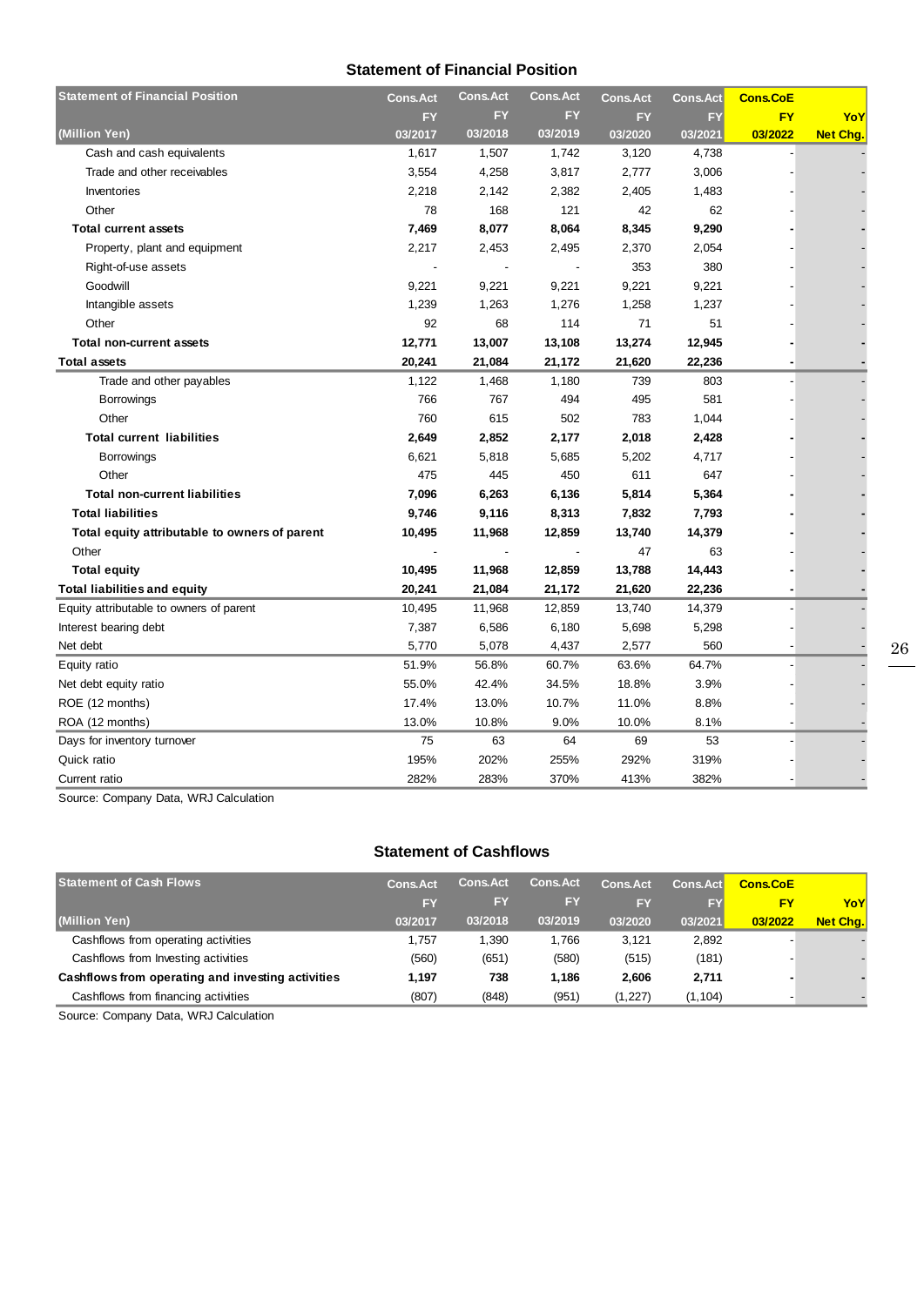## Statement of Financial Position

| Statement of Financial Position<br>(Million Yen) | Cons.Act<br>FY<br>03/2017 | Cons.Act<br>FY<br>03/2018 | Cons.Act<br>FY<br>03/2019 | Cons.Act<br>FY<br>03/2020 | Cons.Act<br>FY<br>03/2021 | Cons.CoE<br>FY<br>03/2022 | YoY<br>Net Chg. |
|---|---|---|---|---|---|---|---|
| Cash and cash equivalents | 1,617 | 1,507 | 1,742 | 3,120 | 4,738 | - | - |
| Trade and other receivables | 3,554 | 4,258 | 3,817 | 2,777 | 3,006 | - | - |
| Inventories | 2,218 | 2,142 | 2,382 | 2,405 | 1,483 | - | - |
| Other | 78 | 168 | 121 | 42 | 62 | - | - |
| **Total current assets** | **7,469** | **8,077** | **8,064** | **8,345** | **9,290** | **-** | **-** |
| Property, plant and equipment | 2,217 | 2,453 | 2,495 | 2,370 | 2,054 | - | - |
| Right-of-use assets | - | - | - | 353 | 380 | - | - |
| Goodwill | 9,221 | 9,221 | 9,221 | 9,221 | 9,221 | - | - |
| Intangible assets | 1,239 | 1,263 | 1,276 | 1,258 | 1,237 | - | - |
| Other | 92 | 68 | 114 | 71 | 51 | - | - |
| **Total non-current assets** | **12,771** | **13,007** | **13,108** | **13,274** | **12,945** | **-** | **-** |
| **Total assets** | **20,241** | **21,084** | **21,172** | **21,620** | **22,236** | **-** | **-** |
| Trade and other payables | 1,122 | 1,468 | 1,180 | 739 | 803 | - | - |
| Borrowings | 766 | 767 | 494 | 495 | 581 | - | - |
| Other | 760 | 615 | 502 | 783 | 1,044 | - | - |
| **Total current liabilities** | **2,649** | **2,852** | **2,177** | **2,018** | **2,428** | **-** | **-** |
| Borrowings | 6,621 | 5,818 | 5,685 | 5,202 | 4,717 | - | - |
| Other | 475 | 445 | 450 | 611 | 647 | - | - |
| **Total non-current liabilities** | **7,096** | **6,263** | **6,136** | **5,814** | **5,364** | **-** | **-** |
| **Total liabilities** | **9,746** | **9,116** | **8,313** | **7,832** | **7,793** | **-** | **-** |
| **Total equity attributable to owners of parent** | **10,495** | **11,968** | **12,859** | **13,740** | **14,379** | **-** | **-** |
| Other | - | - | - | 47 | 63 | - | - |
| **Total equity** | **10,495** | **11,968** | **12,859** | **13,788** | **14,443** | **-** | **-** |
| **Total liabilities and equity** | **20,241** | **21,084** | **21,172** | **21,620** | **22,236** | **-** | **-** |
| Equity attributable to owners of parent | 10,495 | 11,968 | 12,859 | 13,740 | 14,379 | - | - |
| Interest bearing debt | 7,387 | 6,586 | 6,180 | 5,698 | 5,298 | - | - |
| Net debt | 5,770 | 5,078 | 4,437 | 2,577 | 560 | - | - |
| Equity ratio | 51.9% | 56.8% | 60.7% | 63.6% | 64.7% | - | - |
| Net debt equity ratio | 55.0% | 42.4% | 34.5% | 18.8% | 3.9% | - | - |
| ROE (12 months) | 17.4% | 13.0% | 10.7% | 11.0% | 8.8% | - | - |
| ROA (12 months) | 13.0% | 10.8% | 9.0% | 10.0% | 8.1% | - | - |
| Days for inventory turnover | 75 | 63 | 64 | 69 | 53 | - | - |
| Quick ratio | 195% | 202% | 255% | 292% | 319% | - | - |
| Current ratio | 282% | 283% | 370% | 413% | 382% | - | - |

Source: Company Data, WRJ Calculation

## Statement of Cashflows

| Statement of Cash Flows<br>(Million Yen) | Cons.Act<br>FY<br>03/2017 | Cons.Act<br>FY<br>03/2018 | Cons.Act<br>FY<br>03/2019 | Cons.Act<br>FY<br>03/2020 | Cons.Act<br>FY<br>03/2021 | Cons.CoE<br>FY<br>03/2022 | YoY<br>Net Chg. |
|---|---|---|---|---|---|---|---|
| Cashflows from operating activities | 1,757 | 1,390 | 1,766 | 3,121 | 2,892 | - | - |
| Cashflows from Investing activities | (560) | (651) | (580) | (515) | (181) | - | - |
| **Cashflows from operating and investing activities** | **1,197** | **738** | **1,186** | **2,606** | **2,711** | **-** | **-** |
| Cashflows from financing activities | (807) | (848) | (951) | (1,227) | (1,104) | - | - |

Source: Company Data, WRJ Calculation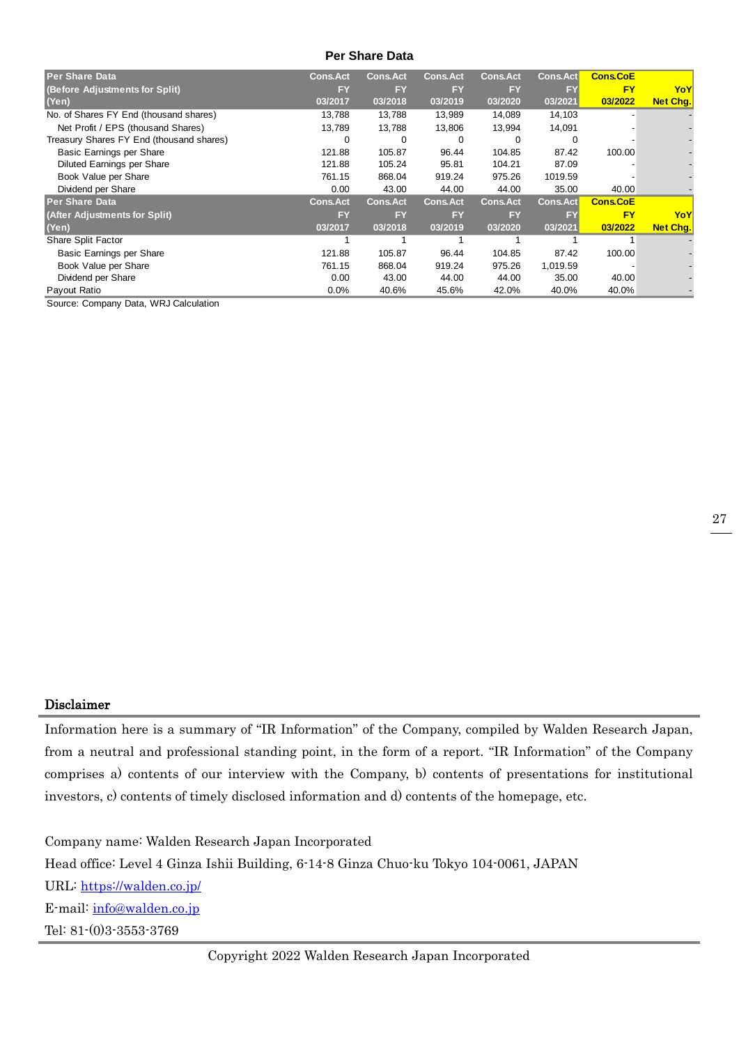### Per Share Data

| Per Share Data (Before Adjustments for Split) (Yen) | Cons.Act FY 03/2017 | Cons.Act FY 03/2018 | Cons.Act FY 03/2019 | Cons.Act FY 03/2020 | Cons.Act FY 03/2021 | Cons.CoE FY 03/2022 | YoY Net Chg. |
|---|---|---|---|---|---|---|---|
| No. of Shares FY End (thousand shares) | 13,788 | 13,788 | 13,989 | 14,089 | 14,103 | - | - |
| Net Profit / EPS (thousand Shares) | 13,789 | 13,788 | 13,806 | 13,994 | 14,091 | - | - |
| Treasury Shares FY End (thousand shares) | 0 | 0 | 0 | 0 | 0 | - | - |
| Basic Earnings per Share | 121.88 | 105.87 | 96.44 | 104.85 | 87.42 | 100.00 | - |
| Diluted Earnings per Share | 121.88 | 105.24 | 95.81 | 104.21 | 87.09 | - | - |
| Book Value per Share | 761.15 | 868.04 | 919.24 | 975.26 | 1019.59 | - | - |
| Dividend per Share | 0.00 | 43.00 | 44.00 | 44.00 | 35.00 | 40.00 | - |
| **Per Share Data (After Adjustments for Split) (Yen)** | **Cons.Act FY 03/2017** | **Cons.Act FY 03/2018** | **Cons.Act FY 03/2019** | **Cons.Act FY 03/2020** | **Cons.Act FY 03/2021** | **Cons.CoE FY 03/2022** | **YoY Net Chg.** |
| Share Split Factor | 1 | 1 | 1 | 1 | 1 | 1 | - |
| Basic Earnings per Share | 121.88 | 105.87 | 96.44 | 104.85 | 87.42 | 100.00 | - |
| Book Value per Share | 761.15 | 868.04 | 919.24 | 975.26 | 1,019.59 | - | - |
| Dividend per Share | 0.00 | 43.00 | 44.00 | 44.00 | 35.00 | 40.00 | - |
| Payout Ratio | 0.0% | 40.6% | 45.6% | 42.0% | 40.0% | 40.0% | - |

Source: Company Data, WRJ Calculation

## Disclaimer

Information here is a summary of "IR Information" of the Company, compiled by Walden Research Japan, from a neutral and professional standing point, in the form of a report. "IR Information" of the Company comprises a) contents of our interview with the Company, b) contents of presentations for institutional investors, c) contents of timely disclosed information and d) contents of the homepage, etc.

Company name: Walden Research Japan Incorporated
Head office: Level 4 Ginza Ishii Building, 6-14-8 Ginza Chuo-ku Tokyo 104-0061, JAPAN
URL: https://walden.co.jp/
E-mail: info@walden.co.jp
Tel: 81-(0)3-3553-3769

Copyright 2022 Walden Research Japan Incorporated